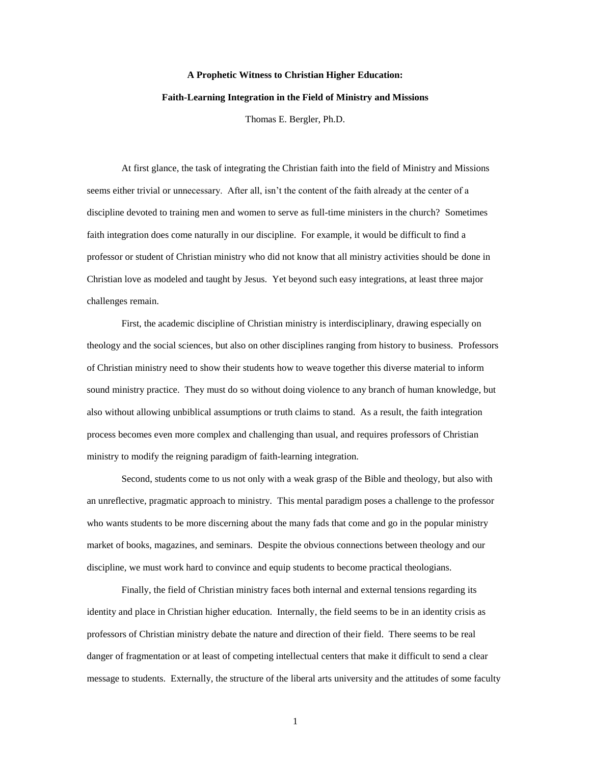# A Prophetic Witness to Christian Higher Education:

## Faith-Learning Integration in the Field of Ministry and Missions

Thomas E. Bergler, Ph.D.

At first glance, the task of integrating the Christian faith into the field of Ministry and Missions seems either trivial or unnecessary. After all, isn't the content of the faith already at the center of a discipline devoted to training men and women to serve as full-time ministers in the church? Sometimes faith integration does come naturally in our discipline. For example, it would be difficult to find a professor or student of Christian ministry who did not know that all ministry activities should be done in Christian love as modeled and taught by Jesus. Yet beyond such easy integrations, at least three major challenges remain.

First, the academic discipline of Christian ministry is interdisciplinary, drawing especially on theology and the social sciences, but also on other disciplines ranging from history to business. Professors of Christian ministry need to show their students how to weave together this diverse material to inform sound ministry practice. They must do so without doing violence to any branch of human knowledge, but also without allowing unbiblical assumptions or truth claims to stand. As a result, the faith integration process becomes even more complex and challenging than usual, and requires professors of Christian ministry to modify the reigning paradigm of faith-learning integration.

Second, students come to us not only with a weak grasp of the Bible and theology, but also with an unreflective, pragmatic approach to ministry. This mental paradigm poses a challenge to the professor who wants students to be more discerning about the many fads that come and go in the popular ministry market of books, magazines, and seminars. Despite the obvious connections between theology and our discipline, we must work hard to convince and equip students to become practical theologians.

Finally, the field of Christian ministry faces both internal and external tensions regarding its identity and place in Christian higher education. Internally, the field seems to be in an identity crisis as professors of Christian ministry debate the nature and direction of their field. There seems to be real danger of fragmentation or at least of competing intellectual centers that make it difficult to send a clear message to students. Externally, the structure of the liberal arts university and the attitudes of some faculty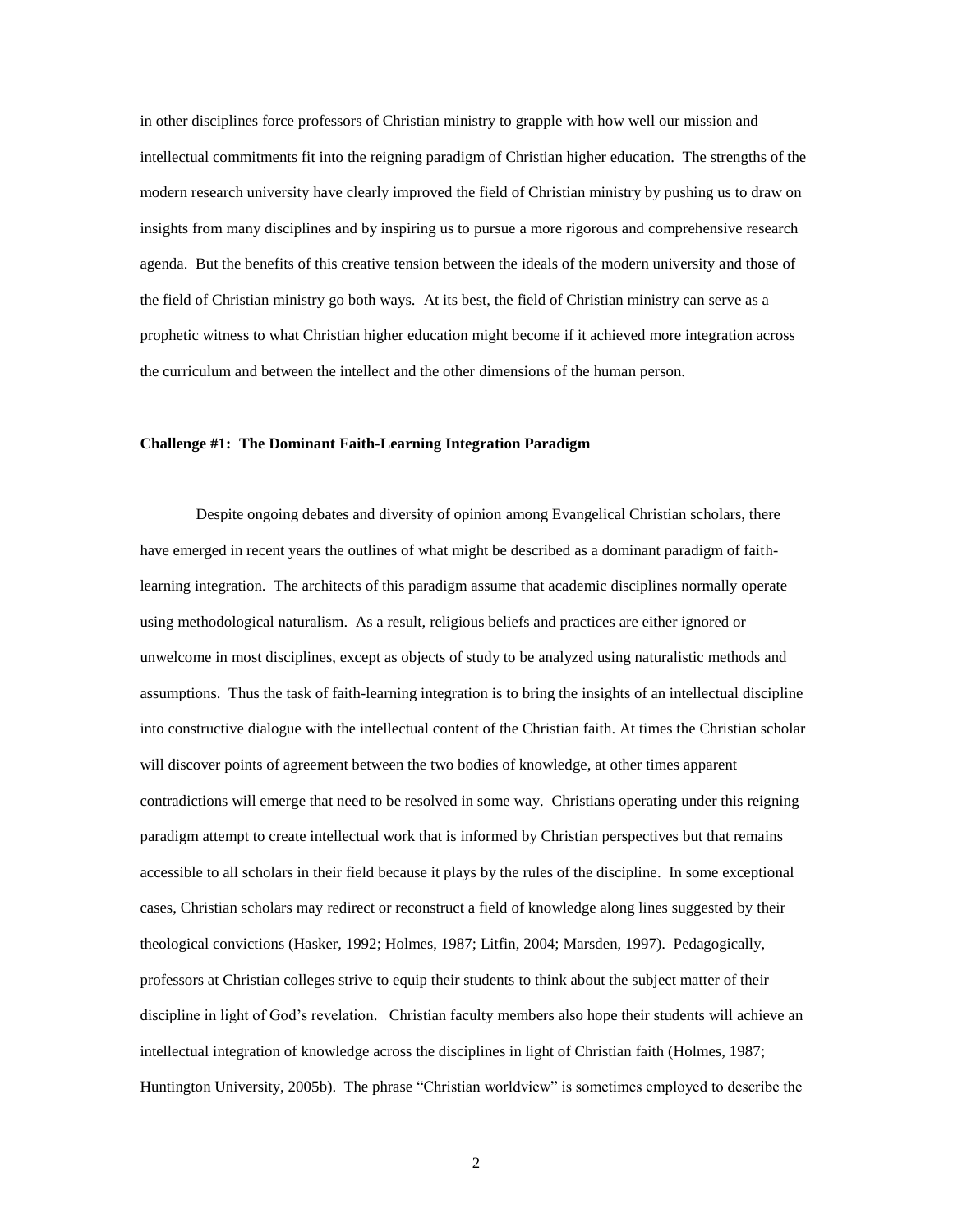in other disciplines force professors of Christian ministry to grapple with how well our mission and intellectual commitments fit into the reigning paradigm of Christian higher education. The strengths of the modern research university have clearly improved the field of Christian ministry by pushing us to draw on insights from many disciplines and by inspiring us to pursue a more rigorous and comprehensive research agenda. But the benefits of this creative tension between the ideals of the modern university and those of the field of Christian ministry go both ways. At its best, the field of Christian ministry can serve as a prophetic witness to what Christian higher education might become if it achieved more integration across the curriculum and between the intellect and the other dimensions of the human person.

**Challenge #1: The Dominant Faith-Learning Integration Paradigm**

Despite ongoing debates and diversity of opinion among Evangelical Christian scholars, there have emerged in recent years the outlines of what might be described as a dominant paradigm of faith-learning integration. The architects of this paradigm assume that academic disciplines normally operate using methodological naturalism. As a result, religious beliefs and practices are either ignored or unwelcome in most disciplines, except as objects of study to be analyzed using naturalistic methods and assumptions. Thus the task of faith-learning integration is to bring the insights of an intellectual discipline into constructive dialogue with the intellectual content of the Christian faith. At times the Christian scholar will discover points of agreement between the two bodies of knowledge, at other times apparent contradictions will emerge that need to be resolved in some way. Christians operating under this reigning paradigm attempt to create intellectual work that is informed by Christian perspectives but that remains accessible to all scholars in their field because it plays by the rules of the discipline. In some exceptional cases, Christian scholars may redirect or reconstruct a field of knowledge along lines suggested by their theological convictions (Hasker, 1992; Holmes, 1987; Litfin, 2004; Marsden, 1997). Pedagogically, professors at Christian colleges strive to equip their students to think about the subject matter of their discipline in light of God's revelation. Christian faculty members also hope their students will achieve an intellectual integration of knowledge across the disciplines in light of Christian faith (Holmes, 1987; Huntington University, 2005b). The phrase "Christian worldview" is sometimes employed to describe the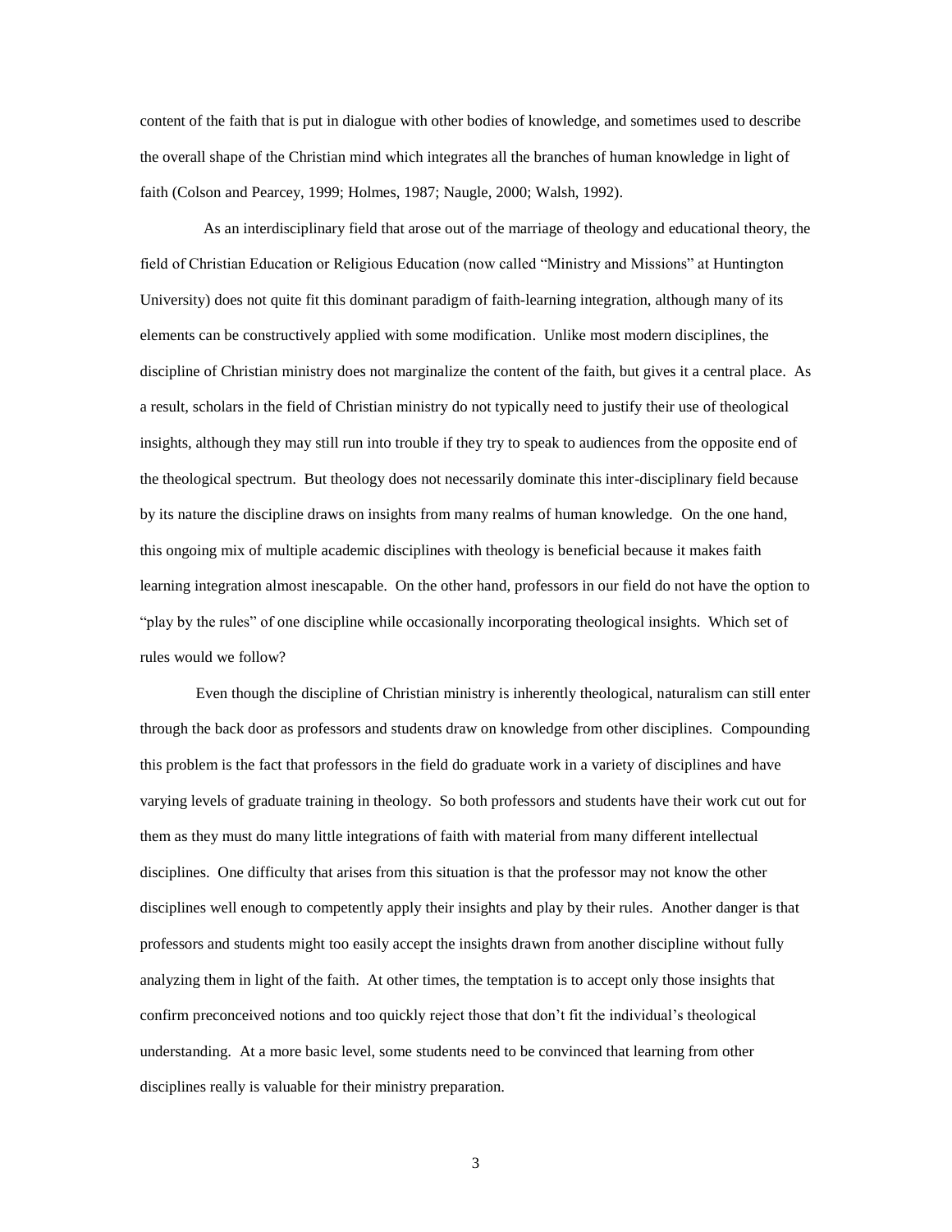content of the faith that is put in dialogue with other bodies of knowledge, and sometimes used to describe the overall shape of the Christian mind which integrates all the branches of human knowledge in light of faith (Colson and Pearcey, 1999; Holmes, 1987; Naugle, 2000; Walsh, 1992).

As an interdisciplinary field that arose out of the marriage of theology and educational theory, the field of Christian Education or Religious Education (now called "Ministry and Missions" at Huntington University) does not quite fit this dominant paradigm of faith-learning integration, although many of its elements can be constructively applied with some modification. Unlike most modern disciplines, the discipline of Christian ministry does not marginalize the content of the faith, but gives it a central place. As a result, scholars in the field of Christian ministry do not typically need to justify their use of theological insights, although they may still run into trouble if they try to speak to audiences from the opposite end of the theological spectrum. But theology does not necessarily dominate this inter-disciplinary field because by its nature the discipline draws on insights from many realms of human knowledge. On the one hand, this ongoing mix of multiple academic disciplines with theology is beneficial because it makes faith learning integration almost inescapable. On the other hand, professors in our field do not have the option to "play by the rules" of one discipline while occasionally incorporating theological insights. Which set of rules would we follow?

Even though the discipline of Christian ministry is inherently theological, naturalism can still enter through the back door as professors and students draw on knowledge from other disciplines. Compounding this problem is the fact that professors in the field do graduate work in a variety of disciplines and have varying levels of graduate training in theology. So both professors and students have their work cut out for them as they must do many little integrations of faith with material from many different intellectual disciplines. One difficulty that arises from this situation is that the professor may not know the other disciplines well enough to competently apply their insights and play by their rules. Another danger is that professors and students might too easily accept the insights drawn from another discipline without fully analyzing them in light of the faith. At other times, the temptation is to accept only those insights that confirm preconceived notions and too quickly reject those that don't fit the individual's theological understanding. At a more basic level, some students need to be convinced that learning from other disciplines really is valuable for their ministry preparation.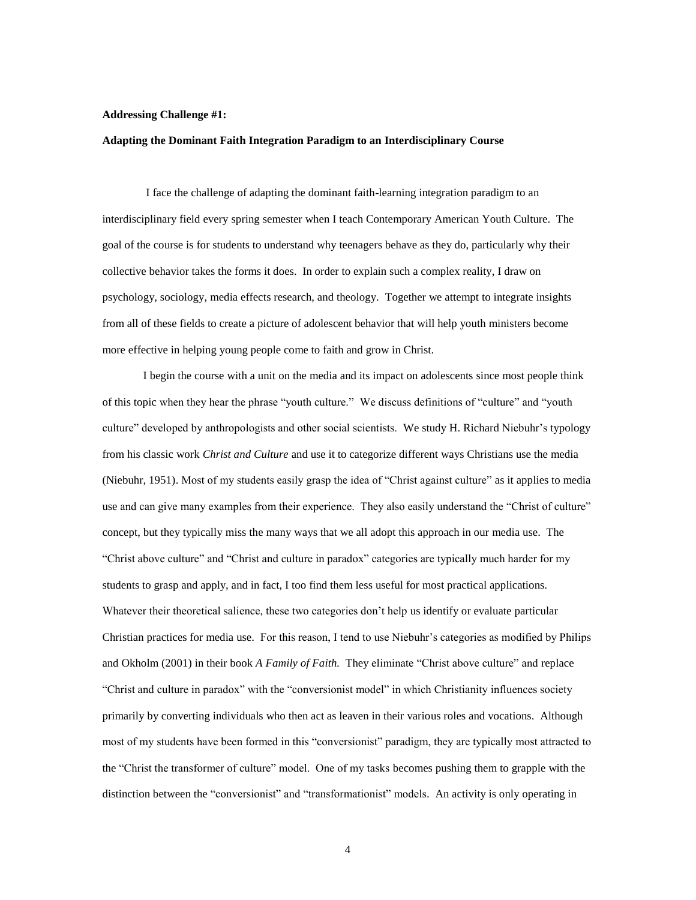**Addressing Challenge #1:**

**Adapting the Dominant Faith Integration Paradigm to an Interdisciplinary Course**

I face the challenge of adapting the dominant faith-learning integration paradigm to an interdisciplinary field every spring semester when I teach Contemporary American Youth Culture. The goal of the course is for students to understand why teenagers behave as they do, particularly why their collective behavior takes the forms it does. In order to explain such a complex reality, I draw on psychology, sociology, media effects research, and theology. Together we attempt to integrate insights from all of these fields to create a picture of adolescent behavior that will help youth ministers become more effective in helping young people come to faith and grow in Christ.

I begin the course with a unit on the media and its impact on adolescents since most people think of this topic when they hear the phrase "youth culture." We discuss definitions of "culture" and "youth culture" developed by anthropologists and other social scientists. We study H. Richard Niebuhr's typology from his classic work *Christ and Culture* and use it to categorize different ways Christians use the media (Niebuhr, 1951). Most of my students easily grasp the idea of "Christ against culture" as it applies to media use and can give many examples from their experience. They also easily understand the "Christ of culture" concept, but they typically miss the many ways that we all adopt this approach in our media use. The "Christ above culture" and "Christ and culture in paradox" categories are typically much harder for my students to grasp and apply, and in fact, I too find them less useful for most practical applications. Whatever their theoretical salience, these two categories don't help us identify or evaluate particular Christian practices for media use. For this reason, I tend to use Niebuhr's categories as modified by Philips and Okholm (2001) in their book *A Family of Faith.* They eliminate "Christ above culture" and replace "Christ and culture in paradox" with the "conversionist model" in which Christianity influences society primarily by converting individuals who then act as leaven in their various roles and vocations. Although most of my students have been formed in this "conversionist" paradigm, they are typically most attracted to the "Christ the transformer of culture" model. One of my tasks becomes pushing them to grapple with the distinction between the "conversionist" and "transformationist" models. An activity is only operating in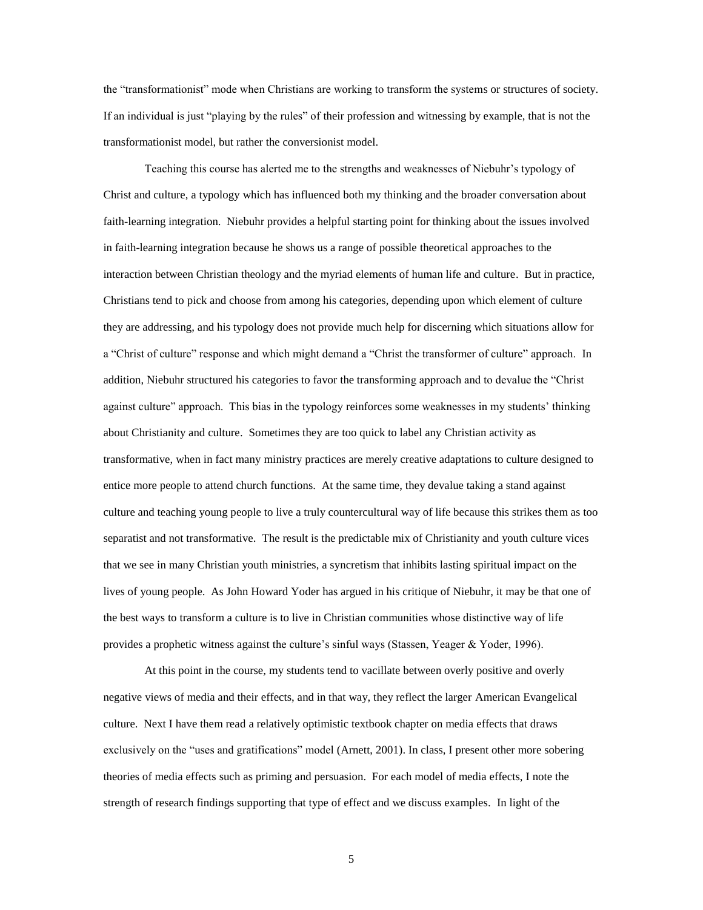the "transformationist" mode when Christians are working to transform the systems or structures of society. If an individual is just "playing by the rules" of their profession and witnessing by example, that is not the transformationist model, but rather the conversionist model.

Teaching this course has alerted me to the strengths and weaknesses of Niebuhr's typology of Christ and culture, a typology which has influenced both my thinking and the broader conversation about faith-learning integration. Niebuhr provides a helpful starting point for thinking about the issues involved in faith-learning integration because he shows us a range of possible theoretical approaches to the interaction between Christian theology and the myriad elements of human life and culture. But in practice, Christians tend to pick and choose from among his categories, depending upon which element of culture they are addressing, and his typology does not provide much help for discerning which situations allow for a "Christ of culture" response and which might demand a "Christ the transformer of culture" approach. In addition, Niebuhr structured his categories to favor the transforming approach and to devalue the "Christ against culture" approach. This bias in the typology reinforces some weaknesses in my students' thinking about Christianity and culture. Sometimes they are too quick to label any Christian activity as transformative, when in fact many ministry practices are merely creative adaptations to culture designed to entice more people to attend church functions. At the same time, they devalue taking a stand against culture and teaching young people to live a truly countercultural way of life because this strikes them as too separatist and not transformative. The result is the predictable mix of Christianity and youth culture vices that we see in many Christian youth ministries, a syncretism that inhibits lasting spiritual impact on the lives of young people. As John Howard Yoder has argued in his critique of Niebuhr, it may be that one of the best ways to transform a culture is to live in Christian communities whose distinctive way of life provides a prophetic witness against the culture's sinful ways (Stassen, Yeager & Yoder, 1996).

At this point in the course, my students tend to vacillate between overly positive and overly negative views of media and their effects, and in that way, they reflect the larger American Evangelical culture. Next I have them read a relatively optimistic textbook chapter on media effects that draws exclusively on the "uses and gratifications" model (Arnett, 2001). In class, I present other more sobering theories of media effects such as priming and persuasion. For each model of media effects, I note the strength of research findings supporting that type of effect and we discuss examples. In light of the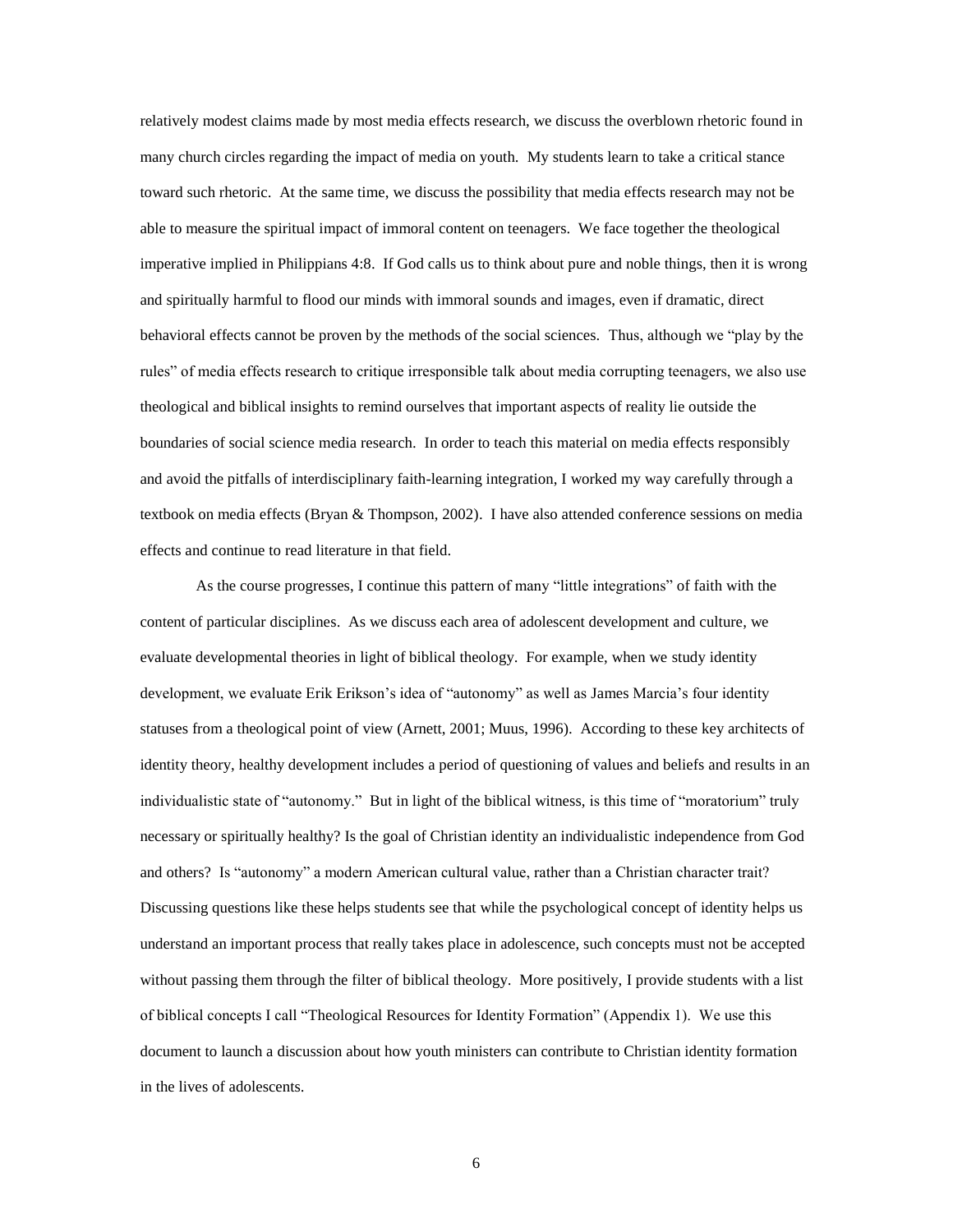relatively modest claims made by most media effects research, we discuss the overblown rhetoric found in many church circles regarding the impact of media on youth. My students learn to take a critical stance toward such rhetoric. At the same time, we discuss the possibility that media effects research may not be able to measure the spiritual impact of immoral content on teenagers. We face together the theological imperative implied in Philippians 4:8. If God calls us to think about pure and noble things, then it is wrong and spiritually harmful to flood our minds with immoral sounds and images, even if dramatic, direct behavioral effects cannot be proven by the methods of the social sciences. Thus, although we "play by the rules" of media effects research to critique irresponsible talk about media corrupting teenagers, we also use theological and biblical insights to remind ourselves that important aspects of reality lie outside the boundaries of social science media research. In order to teach this material on media effects responsibly and avoid the pitfalls of interdisciplinary faith-learning integration, I worked my way carefully through a textbook on media effects (Bryan & Thompson, 2002). I have also attended conference sessions on media effects and continue to read literature in that field.

As the course progresses, I continue this pattern of many "little integrations" of faith with the content of particular disciplines. As we discuss each area of adolescent development and culture, we evaluate developmental theories in light of biblical theology. For example, when we study identity development, we evaluate Erik Erikson's idea of "autonomy" as well as James Marcia's four identity statuses from a theological point of view (Arnett, 2001; Muus, 1996). According to these key architects of identity theory, healthy development includes a period of questioning of values and beliefs and results in an individualistic state of "autonomy." But in light of the biblical witness, is this time of "moratorium" truly necessary or spiritually healthy? Is the goal of Christian identity an individualistic independence from God and others? Is "autonomy" a modern American cultural value, rather than a Christian character trait? Discussing questions like these helps students see that while the psychological concept of identity helps us understand an important process that really takes place in adolescence, such concepts must not be accepted without passing them through the filter of biblical theology. More positively, I provide students with a list of biblical concepts I call "Theological Resources for Identity Formation" (Appendix 1). We use this document to launch a discussion about how youth ministers can contribute to Christian identity formation in the lives of adolescents.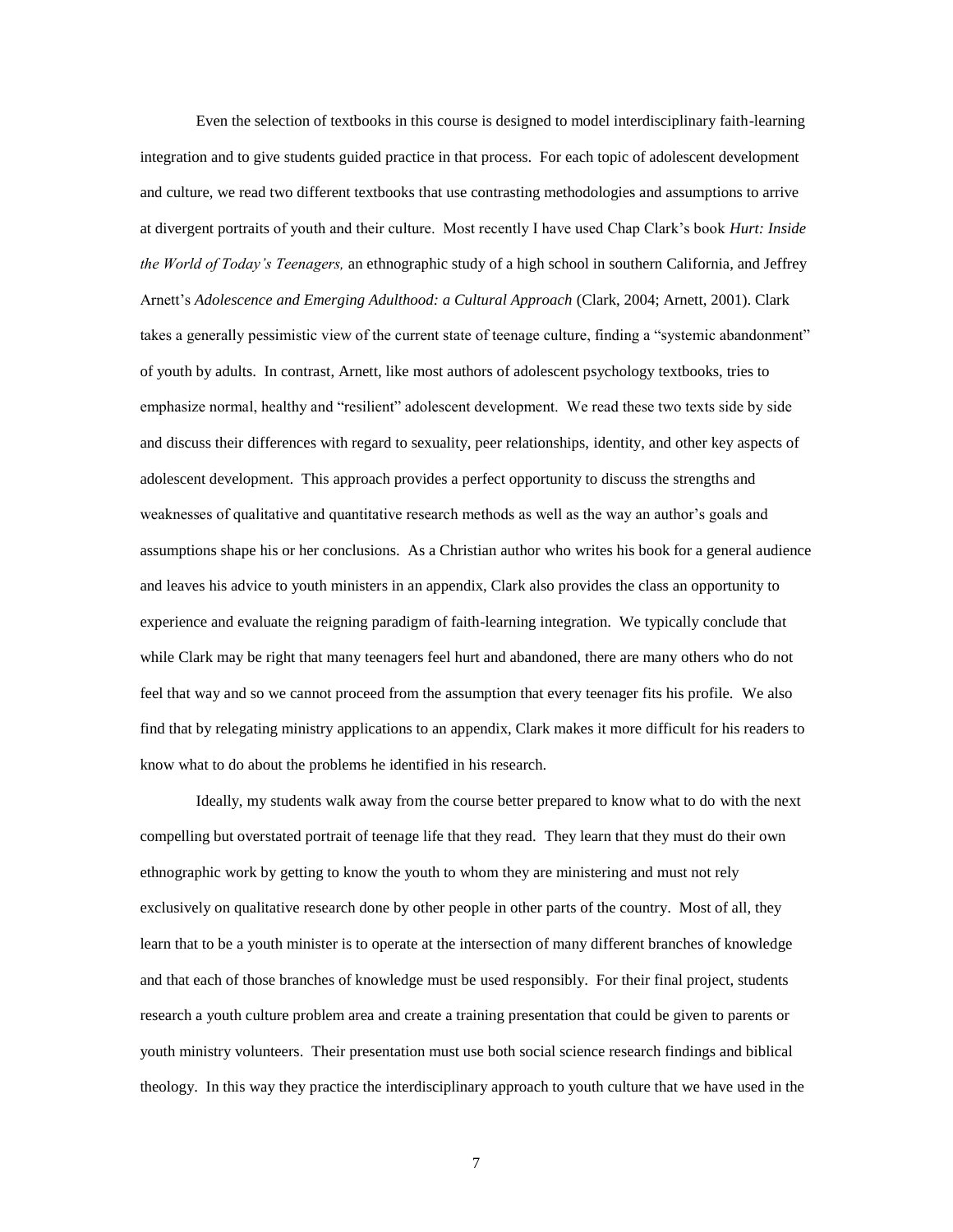Even the selection of textbooks in this course is designed to model interdisciplinary faith-learning integration and to give students guided practice in that process. For each topic of adolescent development and culture, we read two different textbooks that use contrasting methodologies and assumptions to arrive at divergent portraits of youth and their culture. Most recently I have used Chap Clark's book *Hurt: Inside the World of Today's Teenagers,* an ethnographic study of a high school in southern California, and Jeffrey Arnett's *Adolescence and Emerging Adulthood: a Cultural Approach* (Clark, 2004; Arnett, 2001). Clark takes a generally pessimistic view of the current state of teenage culture, finding a "systemic abandonment" of youth by adults. In contrast, Arnett, like most authors of adolescent psychology textbooks, tries to emphasize normal, healthy and "resilient" adolescent development. We read these two texts side by side and discuss their differences with regard to sexuality, peer relationships, identity, and other key aspects of adolescent development. This approach provides a perfect opportunity to discuss the strengths and weaknesses of qualitative and quantitative research methods as well as the way an author's goals and assumptions shape his or her conclusions. As a Christian author who writes his book for a general audience and leaves his advice to youth ministers in an appendix, Clark also provides the class an opportunity to experience and evaluate the reigning paradigm of faith-learning integration. We typically conclude that while Clark may be right that many teenagers feel hurt and abandoned, there are many others who do not feel that way and so we cannot proceed from the assumption that every teenager fits his profile. We also find that by relegating ministry applications to an appendix, Clark makes it more difficult for his readers to know what to do about the problems he identified in his research.

Ideally, my students walk away from the course better prepared to know what to do with the next compelling but overstated portrait of teenage life that they read. They learn that they must do their own ethnographic work by getting to know the youth to whom they are ministering and must not rely exclusively on qualitative research done by other people in other parts of the country. Most of all, they learn that to be a youth minister is to operate at the intersection of many different branches of knowledge and that each of those branches of knowledge must be used responsibly. For their final project, students research a youth culture problem area and create a training presentation that could be given to parents or youth ministry volunteers. Their presentation must use both social science research findings and biblical theology. In this way they practice the interdisciplinary approach to youth culture that we have used in the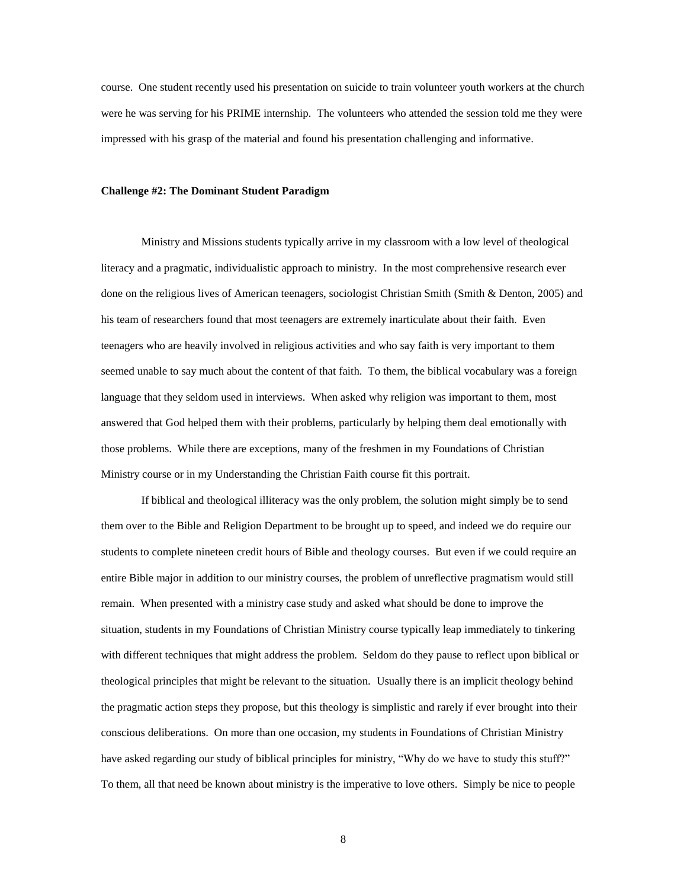course. One student recently used his presentation on suicide to train volunteer youth workers at the church were he was serving for his PRIME internship. The volunteers who attended the session told me they were impressed with his grasp of the material and found his presentation challenging and informative.

**Challenge #2: The Dominant Student Paradigm**

Ministry and Missions students typically arrive in my classroom with a low level of theological literacy and a pragmatic, individualistic approach to ministry. In the most comprehensive research ever done on the religious lives of American teenagers, sociologist Christian Smith (Smith & Denton, 2005) and his team of researchers found that most teenagers are extremely inarticulate about their faith. Even teenagers who are heavily involved in religious activities and who say faith is very important to them seemed unable to say much about the content of that faith. To them, the biblical vocabulary was a foreign language that they seldom used in interviews. When asked why religion was important to them, most answered that God helped them with their problems, particularly by helping them deal emotionally with those problems. While there are exceptions, many of the freshmen in my Foundations of Christian Ministry course or in my Understanding the Christian Faith course fit this portrait.

If biblical and theological illiteracy was the only problem, the solution might simply be to send them over to the Bible and Religion Department to be brought up to speed, and indeed we do require our students to complete nineteen credit hours of Bible and theology courses. But even if we could require an entire Bible major in addition to our ministry courses, the problem of unreflective pragmatism would still remain. When presented with a ministry case study and asked what should be done to improve the situation, students in my Foundations of Christian Ministry course typically leap immediately to tinkering with different techniques that might address the problem. Seldom do they pause to reflect upon biblical or theological principles that might be relevant to the situation. Usually there is an implicit theology behind the pragmatic action steps they propose, but this theology is simplistic and rarely if ever brought into their conscious deliberations. On more than one occasion, my students in Foundations of Christian Ministry have asked regarding our study of biblical principles for ministry, "Why do we have to study this stuff?" To them, all that need be known about ministry is the imperative to love others. Simply be nice to people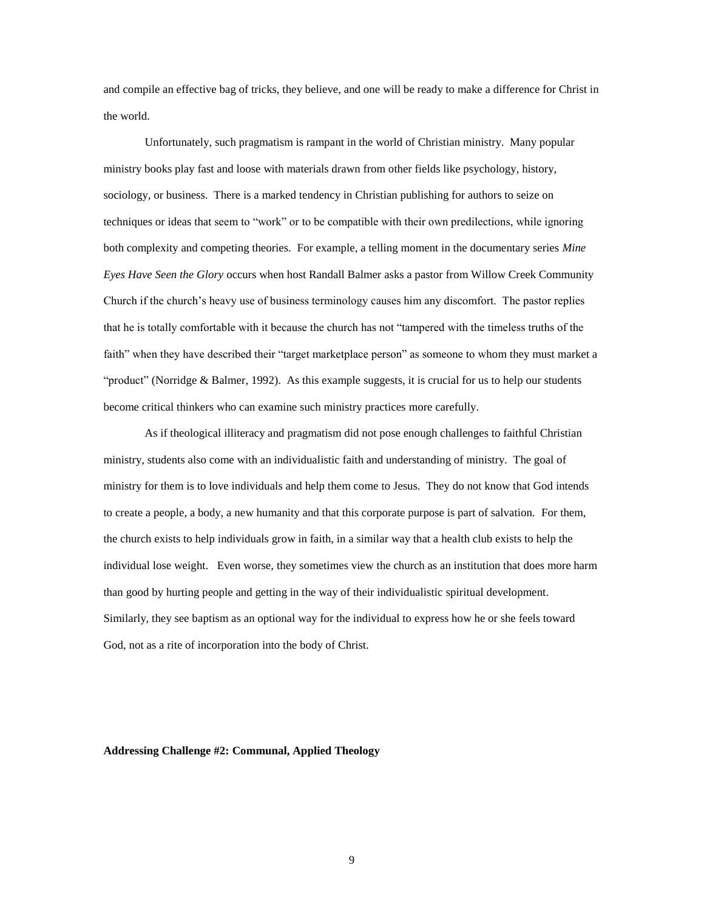and compile an effective bag of tricks, they believe, and one will be ready to make a difference for Christ in the world.

Unfortunately, such pragmatism is rampant in the world of Christian ministry. Many popular ministry books play fast and loose with materials drawn from other fields like psychology, history, sociology, or business. There is a marked tendency in Christian publishing for authors to seize on techniques or ideas that seem to "work" or to be compatible with their own predilections, while ignoring both complexity and competing theories. For example, a telling moment in the documentary series *Mine Eyes Have Seen the Glory* occurs when host Randall Balmer asks a pastor from Willow Creek Community Church if the church's heavy use of business terminology causes him any discomfort. The pastor replies that he is totally comfortable with it because the church has not "tampered with the timeless truths of the faith" when they have described their "target marketplace person" as someone to whom they must market a "product" (Norridge & Balmer, 1992). As this example suggests, it is crucial for us to help our students become critical thinkers who can examine such ministry practices more carefully.

As if theological illiteracy and pragmatism did not pose enough challenges to faithful Christian ministry, students also come with an individualistic faith and understanding of ministry. The goal of ministry for them is to love individuals and help them come to Jesus. They do not know that God intends to create a people, a body, a new humanity and that this corporate purpose is part of salvation. For them, the church exists to help individuals grow in faith, in a similar way that a health club exists to help the individual lose weight. Even worse, they sometimes view the church as an institution that does more harm than good by hurting people and getting in the way of their individualistic spiritual development. Similarly, they see baptism as an optional way for the individual to express how he or she feels toward God, not as a rite of incorporation into the body of Christ.

**Addressing Challenge #2: Communal, Applied Theology**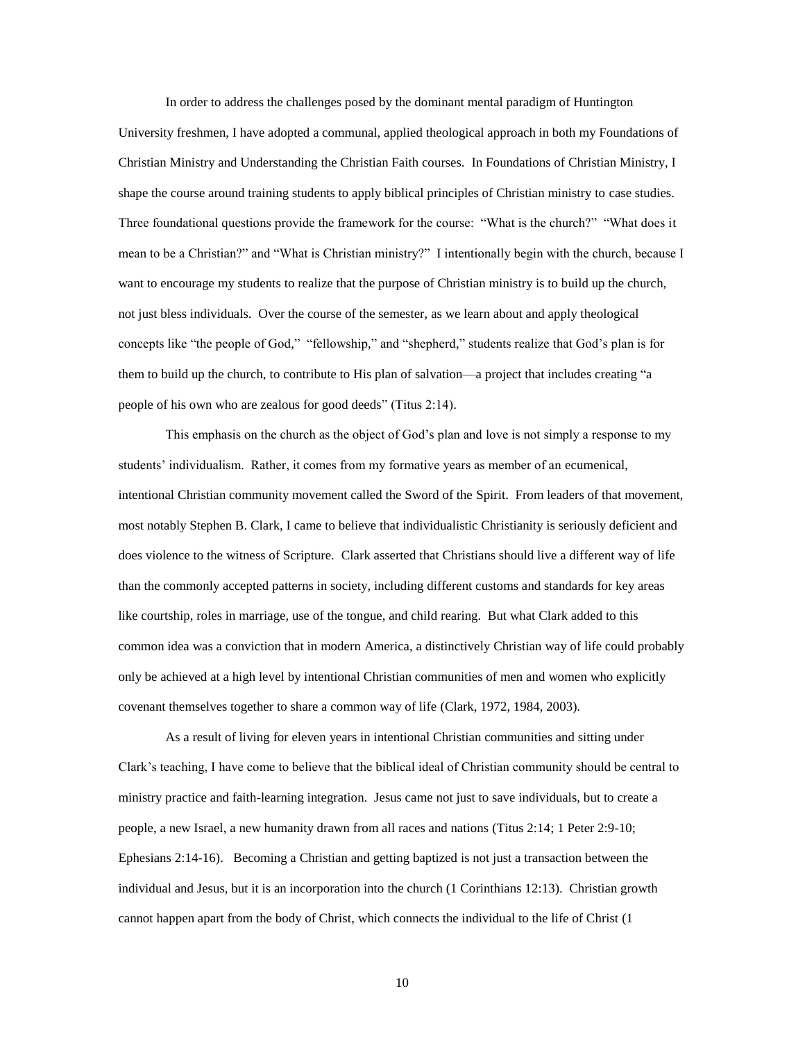In order to address the challenges posed by the dominant mental paradigm of Huntington University freshmen, I have adopted a communal, applied theological approach in both my Foundations of Christian Ministry and Understanding the Christian Faith courses. In Foundations of Christian Ministry, I shape the course around training students to apply biblical principles of Christian ministry to case studies. Three foundational questions provide the framework for the course: "What is the church?" "What does it mean to be a Christian?" and "What is Christian ministry?" I intentionally begin with the church, because I want to encourage my students to realize that the purpose of Christian ministry is to build up the church, not just bless individuals. Over the course of the semester, as we learn about and apply theological concepts like "the people of God," "fellowship," and "shepherd," students realize that God's plan is for them to build up the church, to contribute to His plan of salvation—a project that includes creating "a people of his own who are zealous for good deeds" (Titus 2:14).

This emphasis on the church as the object of God's plan and love is not simply a response to my students' individualism. Rather, it comes from my formative years as member of an ecumenical, intentional Christian community movement called the Sword of the Spirit. From leaders of that movement, most notably Stephen B. Clark, I came to believe that individualistic Christianity is seriously deficient and does violence to the witness of Scripture. Clark asserted that Christians should live a different way of life than the commonly accepted patterns in society, including different customs and standards for key areas like courtship, roles in marriage, use of the tongue, and child rearing. But what Clark added to this common idea was a conviction that in modern America, a distinctively Christian way of life could probably only be achieved at a high level by intentional Christian communities of men and women who explicitly covenant themselves together to share a common way of life (Clark, 1972, 1984, 2003).

As a result of living for eleven years in intentional Christian communities and sitting under Clark's teaching, I have come to believe that the biblical ideal of Christian community should be central to ministry practice and faith-learning integration. Jesus came not just to save individuals, but to create a people, a new Israel, a new humanity drawn from all races and nations (Titus 2:14; 1 Peter 2:9-10; Ephesians 2:14-16). Becoming a Christian and getting baptized is not just a transaction between the individual and Jesus, but it is an incorporation into the church (1 Corinthians 12:13). Christian growth cannot happen apart from the body of Christ, which connects the individual to the life of Christ (1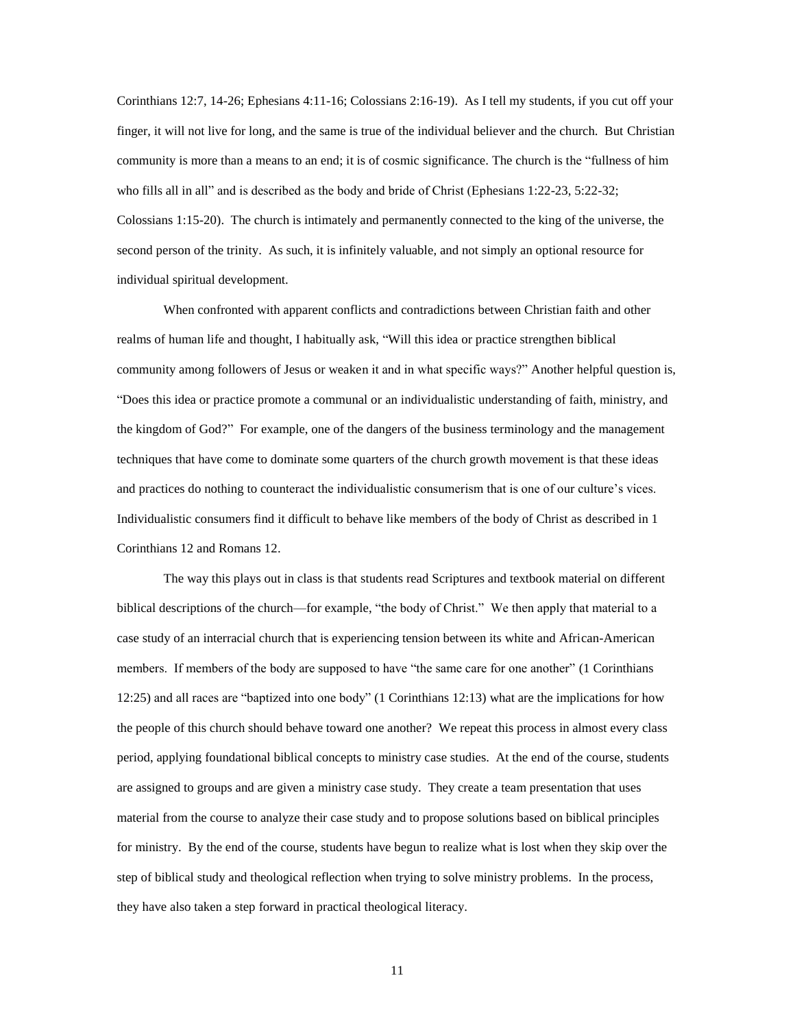Corinthians 12:7, 14-26; Ephesians 4:11-16; Colossians 2:16-19). As I tell my students, if you cut off your finger, it will not live for long, and the same is true of the individual believer and the church. But Christian community is more than a means to an end; it is of cosmic significance. The church is the "fullness of him who fills all in all" and is described as the body and bride of Christ (Ephesians 1:22-23, 5:22-32; Colossians 1:15-20). The church is intimately and permanently connected to the king of the universe, the second person of the trinity. As such, it is infinitely valuable, and not simply an optional resource for individual spiritual development.

When confronted with apparent conflicts and contradictions between Christian faith and other realms of human life and thought, I habitually ask, "Will this idea or practice strengthen biblical community among followers of Jesus or weaken it and in what specific ways?" Another helpful question is, "Does this idea or practice promote a communal or an individualistic understanding of faith, ministry, and the kingdom of God?" For example, one of the dangers of the business terminology and the management techniques that have come to dominate some quarters of the church growth movement is that these ideas and practices do nothing to counteract the individualistic consumerism that is one of our culture's vices. Individualistic consumers find it difficult to behave like members of the body of Christ as described in 1 Corinthians 12 and Romans 12.

The way this plays out in class is that students read Scriptures and textbook material on different biblical descriptions of the church—for example, "the body of Christ." We then apply that material to a case study of an interracial church that is experiencing tension between its white and African-American members. If members of the body are supposed to have "the same care for one another" (1 Corinthians 12:25) and all races are "baptized into one body" (1 Corinthians 12:13) what are the implications for how the people of this church should behave toward one another? We repeat this process in almost every class period, applying foundational biblical concepts to ministry case studies. At the end of the course, students are assigned to groups and are given a ministry case study. They create a team presentation that uses material from the course to analyze their case study and to propose solutions based on biblical principles for ministry. By the end of the course, students have begun to realize what is lost when they skip over the step of biblical study and theological reflection when trying to solve ministry problems. In the process, they have also taken a step forward in practical theological literacy.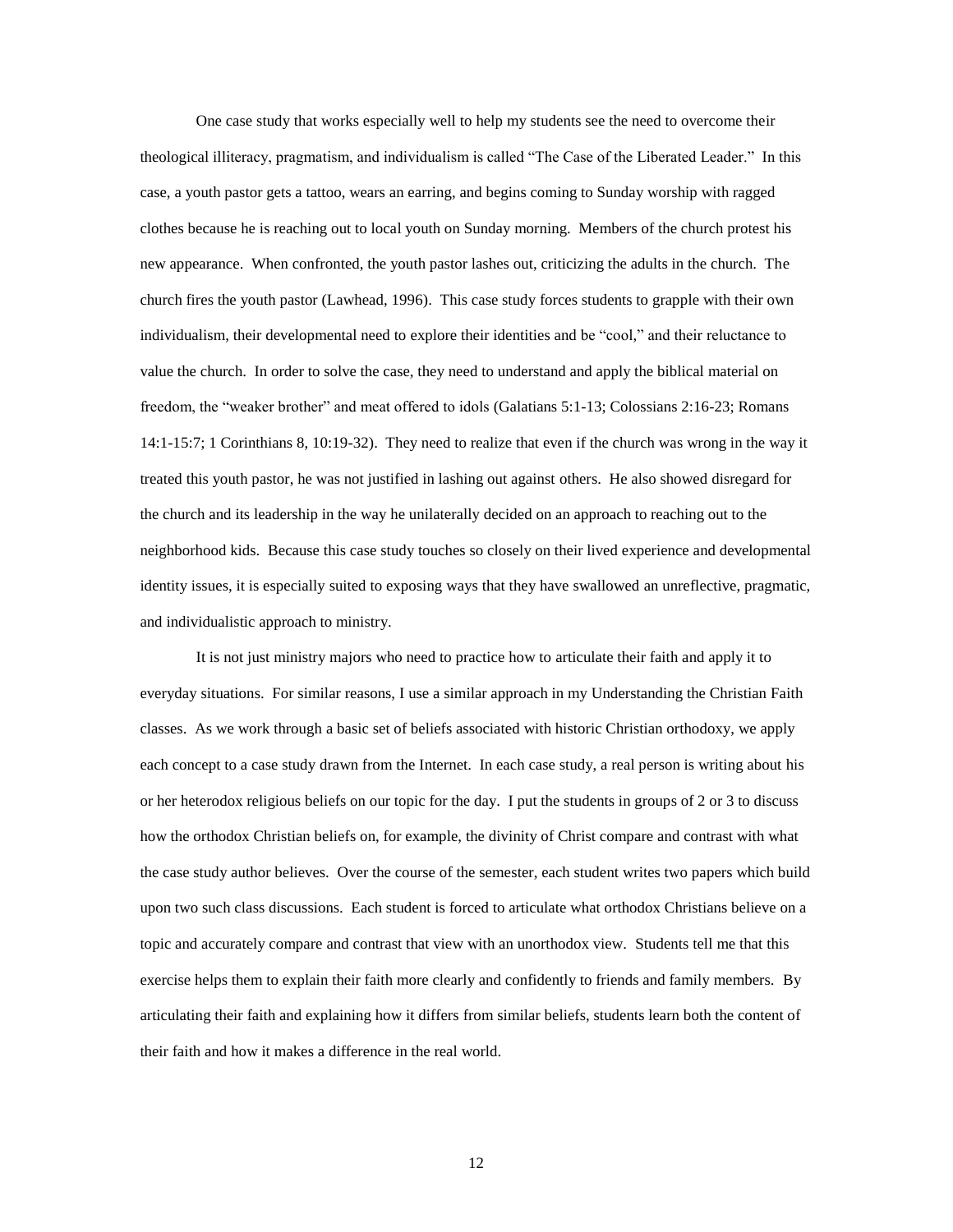One case study that works especially well to help my students see the need to overcome their theological illiteracy, pragmatism, and individualism is called "The Case of the Liberated Leader." In this case, a youth pastor gets a tattoo, wears an earring, and begins coming to Sunday worship with ragged clothes because he is reaching out to local youth on Sunday morning. Members of the church protest his new appearance. When confronted, the youth pastor lashes out, criticizing the adults in the church. The church fires the youth pastor (Lawhead, 1996). This case study forces students to grapple with their own individualism, their developmental need to explore their identities and be "cool," and their reluctance to value the church. In order to solve the case, they need to understand and apply the biblical material on freedom, the "weaker brother" and meat offered to idols (Galatians 5:1-13; Colossians 2:16-23; Romans 14:1-15:7; 1 Corinthians 8, 10:19-32). They need to realize that even if the church was wrong in the way it treated this youth pastor, he was not justified in lashing out against others. He also showed disregard for the church and its leadership in the way he unilaterally decided on an approach to reaching out to the neighborhood kids. Because this case study touches so closely on their lived experience and developmental identity issues, it is especially suited to exposing ways that they have swallowed an unreflective, pragmatic, and individualistic approach to ministry.

It is not just ministry majors who need to practice how to articulate their faith and apply it to everyday situations. For similar reasons, I use a similar approach in my Understanding the Christian Faith classes. As we work through a basic set of beliefs associated with historic Christian orthodoxy, we apply each concept to a case study drawn from the Internet. In each case study, a real person is writing about his or her heterodox religious beliefs on our topic for the day. I put the students in groups of 2 or 3 to discuss how the orthodox Christian beliefs on, for example, the divinity of Christ compare and contrast with what the case study author believes. Over the course of the semester, each student writes two papers which build upon two such class discussions. Each student is forced to articulate what orthodox Christians believe on a topic and accurately compare and contrast that view with an unorthodox view. Students tell me that this exercise helps them to explain their faith more clearly and confidently to friends and family members. By articulating their faith and explaining how it differs from similar beliefs, students learn both the content of their faith and how it makes a difference in the real world.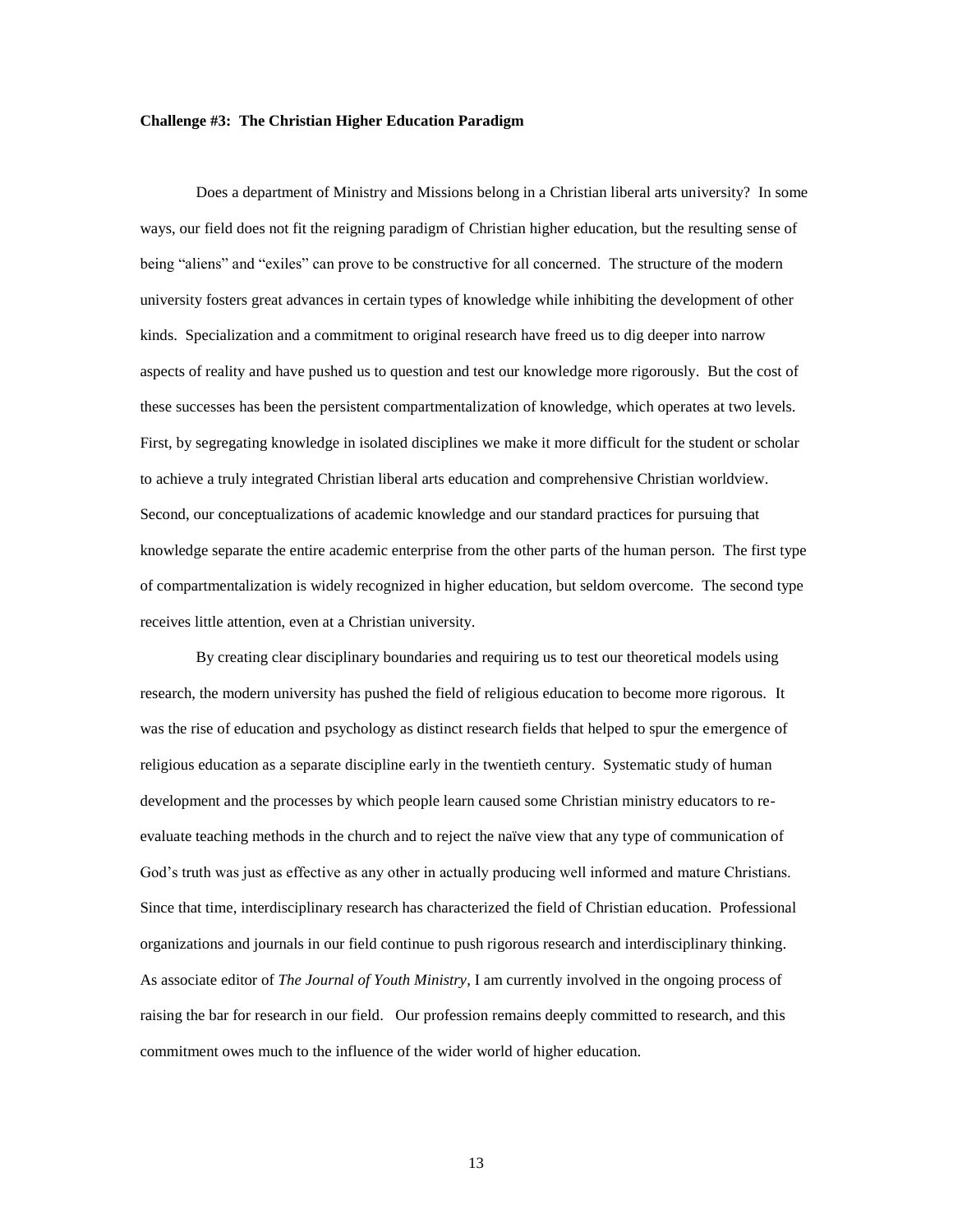**Challenge #3: The Christian Higher Education Paradigm**

Does a department of Ministry and Missions belong in a Christian liberal arts university? In some ways, our field does not fit the reigning paradigm of Christian higher education, but the resulting sense of being "aliens" and "exiles" can prove to be constructive for all concerned. The structure of the modern university fosters great advances in certain types of knowledge while inhibiting the development of other kinds. Specialization and a commitment to original research have freed us to dig deeper into narrow aspects of reality and have pushed us to question and test our knowledge more rigorously. But the cost of these successes has been the persistent compartmentalization of knowledge, which operates at two levels. First, by segregating knowledge in isolated disciplines we make it more difficult for the student or scholar to achieve a truly integrated Christian liberal arts education and comprehensive Christian worldview. Second, our conceptualizations of academic knowledge and our standard practices for pursuing that knowledge separate the entire academic enterprise from the other parts of the human person. The first type of compartmentalization is widely recognized in higher education, but seldom overcome. The second type receives little attention, even at a Christian university.

By creating clear disciplinary boundaries and requiring us to test our theoretical models using research, the modern university has pushed the field of religious education to become more rigorous. It was the rise of education and psychology as distinct research fields that helped to spur the emergence of religious education as a separate discipline early in the twentieth century. Systematic study of human development and the processes by which people learn caused some Christian ministry educators to re-evaluate teaching methods in the church and to reject the naïve view that any type of communication of God's truth was just as effective as any other in actually producing well informed and mature Christians. Since that time, interdisciplinary research has characterized the field of Christian education. Professional organizations and journals in our field continue to push rigorous research and interdisciplinary thinking. As associate editor of *The Journal of Youth Ministry*, I am currently involved in the ongoing process of raising the bar for research in our field. Our profession remains deeply committed to research, and this commitment owes much to the influence of the wider world of higher education.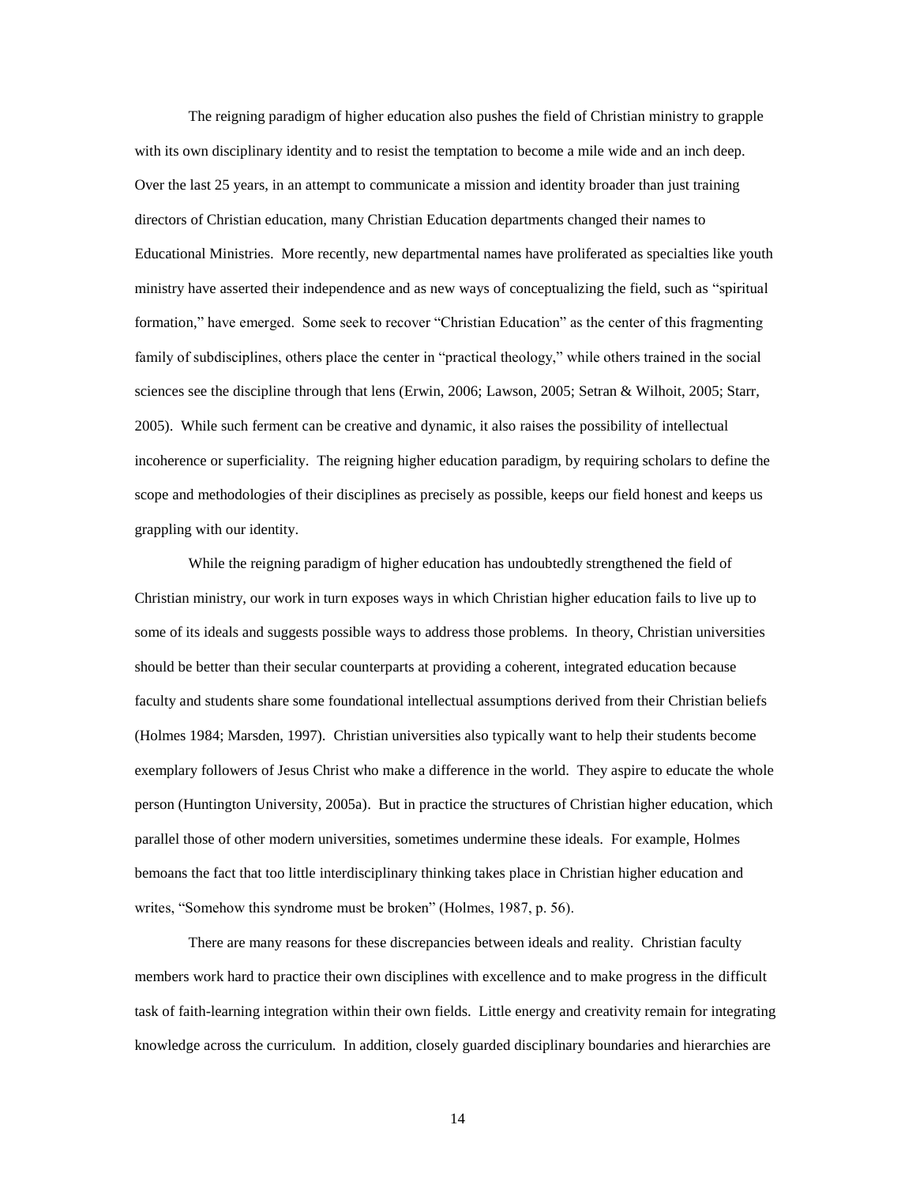The reigning paradigm of higher education also pushes the field of Christian ministry to grapple with its own disciplinary identity and to resist the temptation to become a mile wide and an inch deep. Over the last 25 years, in an attempt to communicate a mission and identity broader than just training directors of Christian education, many Christian Education departments changed their names to Educational Ministries. More recently, new departmental names have proliferated as specialties like youth ministry have asserted their independence and as new ways of conceptualizing the field, such as "spiritual formation," have emerged. Some seek to recover "Christian Education" as the center of this fragmenting family of subdisciplines, others place the center in "practical theology," while others trained in the social sciences see the discipline through that lens (Erwin, 2006; Lawson, 2005; Setran & Wilhoit, 2005; Starr, 2005). While such ferment can be creative and dynamic, it also raises the possibility of intellectual incoherence or superficiality. The reigning higher education paradigm, by requiring scholars to define the scope and methodologies of their disciplines as precisely as possible, keeps our field honest and keeps us grappling with our identity.

While the reigning paradigm of higher education has undoubtedly strengthened the field of Christian ministry, our work in turn exposes ways in which Christian higher education fails to live up to some of its ideals and suggests possible ways to address those problems. In theory, Christian universities should be better than their secular counterparts at providing a coherent, integrated education because faculty and students share some foundational intellectual assumptions derived from their Christian beliefs (Holmes 1984; Marsden, 1997). Christian universities also typically want to help their students become exemplary followers of Jesus Christ who make a difference in the world. They aspire to educate the whole person (Huntington University, 2005a). But in practice the structures of Christian higher education, which parallel those of other modern universities, sometimes undermine these ideals. For example, Holmes bemoans the fact that too little interdisciplinary thinking takes place in Christian higher education and writes, "Somehow this syndrome must be broken" (Holmes, 1987, p. 56).

There are many reasons for these discrepancies between ideals and reality. Christian faculty members work hard to practice their own disciplines with excellence and to make progress in the difficult task of faith-learning integration within their own fields. Little energy and creativity remain for integrating knowledge across the curriculum. In addition, closely guarded disciplinary boundaries and hierarchies are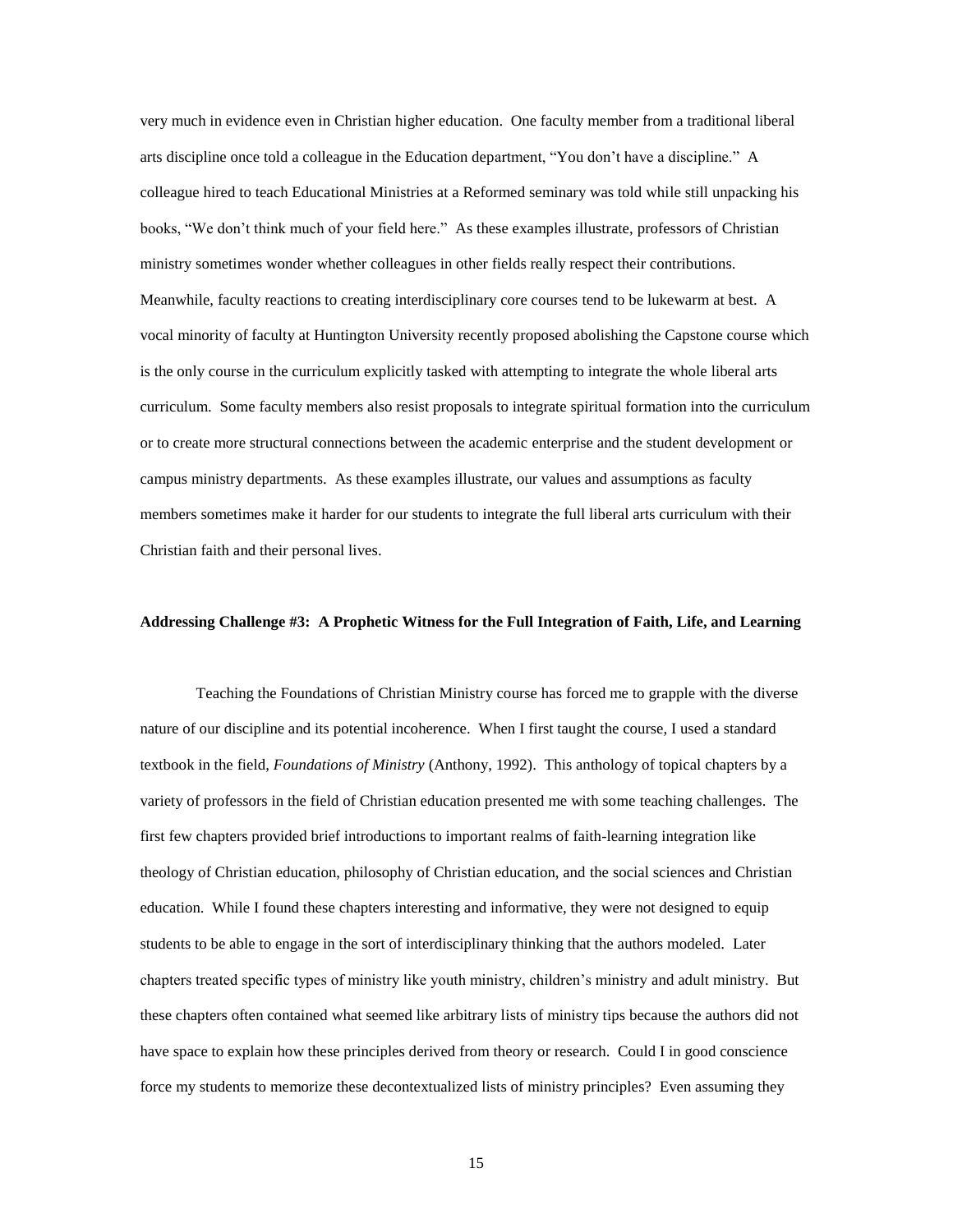very much in evidence even in Christian higher education. One faculty member from a traditional liberal arts discipline once told a colleague in the Education department, "You don't have a discipline." A colleague hired to teach Educational Ministries at a Reformed seminary was told while still unpacking his books, "We don't think much of your field here." As these examples illustrate, professors of Christian ministry sometimes wonder whether colleagues in other fields really respect their contributions. Meanwhile, faculty reactions to creating interdisciplinary core courses tend to be lukewarm at best. A vocal minority of faculty at Huntington University recently proposed abolishing the Capstone course which is the only course in the curriculum explicitly tasked with attempting to integrate the whole liberal arts curriculum. Some faculty members also resist proposals to integrate spiritual formation into the curriculum or to create more structural connections between the academic enterprise and the student development or campus ministry departments. As these examples illustrate, our values and assumptions as faculty members sometimes make it harder for our students to integrate the full liberal arts curriculum with their Christian faith and their personal lives.

**Addressing Challenge #3: A Prophetic Witness for the Full Integration of Faith, Life, and Learning**

Teaching the Foundations of Christian Ministry course has forced me to grapple with the diverse nature of our discipline and its potential incoherence. When I first taught the course, I used a standard textbook in the field, *Foundations of Ministry* (Anthony, 1992). This anthology of topical chapters by a variety of professors in the field of Christian education presented me with some teaching challenges. The first few chapters provided brief introductions to important realms of faith-learning integration like theology of Christian education, philosophy of Christian education, and the social sciences and Christian education. While I found these chapters interesting and informative, they were not designed to equip students to be able to engage in the sort of interdisciplinary thinking that the authors modeled. Later chapters treated specific types of ministry like youth ministry, children's ministry and adult ministry. But these chapters often contained what seemed like arbitrary lists of ministry tips because the authors did not have space to explain how these principles derived from theory or research. Could I in good conscience force my students to memorize these decontextualized lists of ministry principles? Even assuming they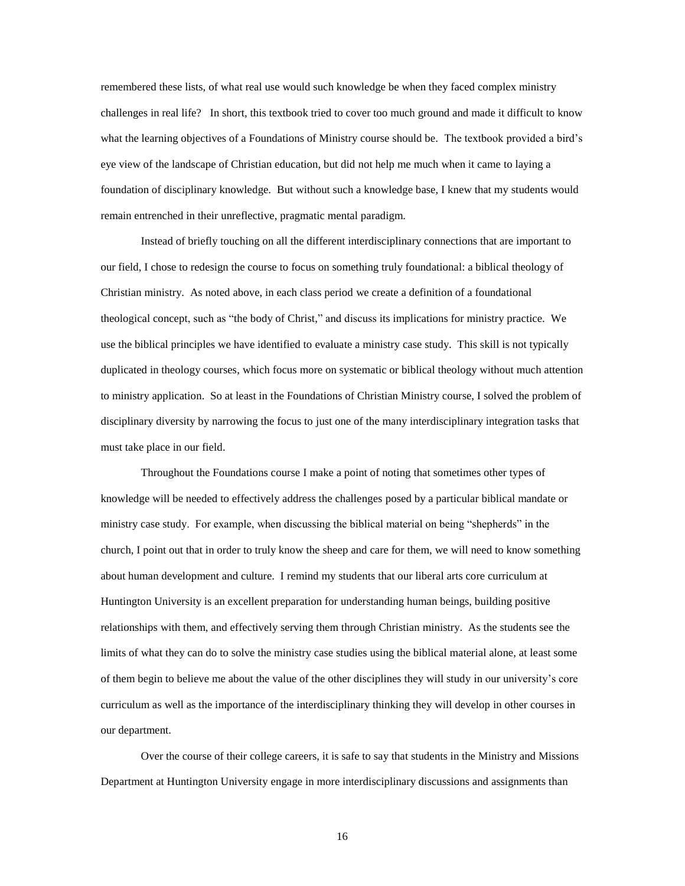remembered these lists, of what real use would such knowledge be when they faced complex ministry challenges in real life? In short, this textbook tried to cover too much ground and made it difficult to know what the learning objectives of a Foundations of Ministry course should be. The textbook provided a bird's eye view of the landscape of Christian education, but did not help me much when it came to laying a foundation of disciplinary knowledge. But without such a knowledge base, I knew that my students would remain entrenched in their unreflective, pragmatic mental paradigm.

Instead of briefly touching on all the different interdisciplinary connections that are important to our field, I chose to redesign the course to focus on something truly foundational: a biblical theology of Christian ministry. As noted above, in each class period we create a definition of a foundational theological concept, such as "the body of Christ," and discuss its implications for ministry practice. We use the biblical principles we have identified to evaluate a ministry case study. This skill is not typically duplicated in theology courses, which focus more on systematic or biblical theology without much attention to ministry application. So at least in the Foundations of Christian Ministry course, I solved the problem of disciplinary diversity by narrowing the focus to just one of the many interdisciplinary integration tasks that must take place in our field.

Throughout the Foundations course I make a point of noting that sometimes other types of knowledge will be needed to effectively address the challenges posed by a particular biblical mandate or ministry case study. For example, when discussing the biblical material on being "shepherds" in the church, I point out that in order to truly know the sheep and care for them, we will need to know something about human development and culture. I remind my students that our liberal arts core curriculum at Huntington University is an excellent preparation for understanding human beings, building positive relationships with them, and effectively serving them through Christian ministry. As the students see the limits of what they can do to solve the ministry case studies using the biblical material alone, at least some of them begin to believe me about the value of the other disciplines they will study in our university's core curriculum as well as the importance of the interdisciplinary thinking they will develop in other courses in our department.

Over the course of their college careers, it is safe to say that students in the Ministry and Missions Department at Huntington University engage in more interdisciplinary discussions and assignments than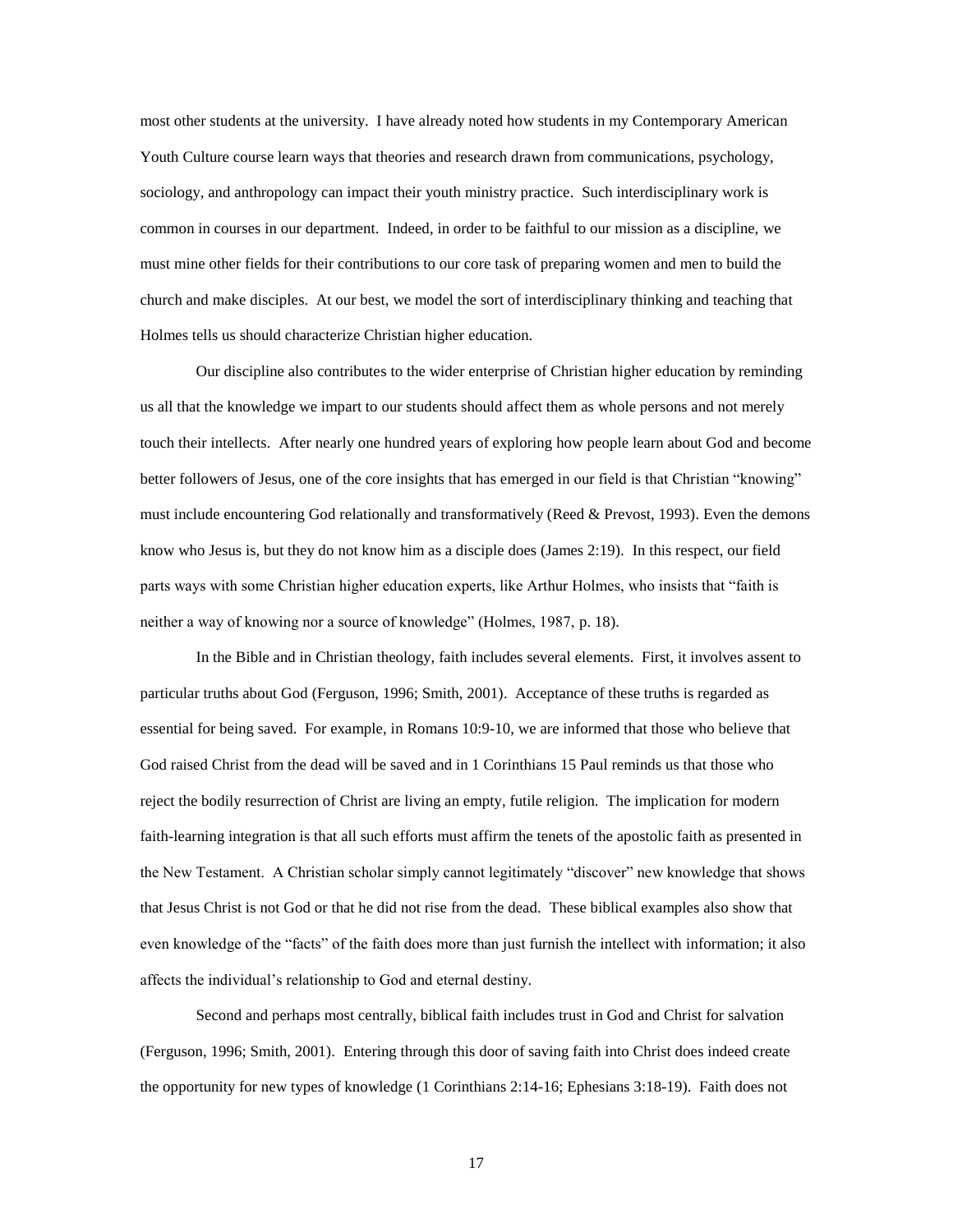most other students at the university. I have already noted how students in my Contemporary American Youth Culture course learn ways that theories and research drawn from communications, psychology, sociology, and anthropology can impact their youth ministry practice. Such interdisciplinary work is common in courses in our department. Indeed, in order to be faithful to our mission as a discipline, we must mine other fields for their contributions to our core task of preparing women and men to build the church and make disciples. At our best, we model the sort of interdisciplinary thinking and teaching that Holmes tells us should characterize Christian higher education.

Our discipline also contributes to the wider enterprise of Christian higher education by reminding us all that the knowledge we impart to our students should affect them as whole persons and not merely touch their intellects. After nearly one hundred years of exploring how people learn about God and become better followers of Jesus, one of the core insights that has emerged in our field is that Christian "knowing" must include encountering God relationally and transformatively (Reed & Prevost, 1993). Even the demons know who Jesus is, but they do not know him as a disciple does (James 2:19). In this respect, our field parts ways with some Christian higher education experts, like Arthur Holmes, who insists that "faith is neither a way of knowing nor a source of knowledge" (Holmes, 1987, p. 18).

In the Bible and in Christian theology, faith includes several elements. First, it involves assent to particular truths about God (Ferguson, 1996; Smith, 2001). Acceptance of these truths is regarded as essential for being saved. For example, in Romans 10:9-10, we are informed that those who believe that God raised Christ from the dead will be saved and in 1 Corinthians 15 Paul reminds us that those who reject the bodily resurrection of Christ are living an empty, futile religion. The implication for modern faith-learning integration is that all such efforts must affirm the tenets of the apostolic faith as presented in the New Testament. A Christian scholar simply cannot legitimately "discover" new knowledge that shows that Jesus Christ is not God or that he did not rise from the dead. These biblical examples also show that even knowledge of the "facts" of the faith does more than just furnish the intellect with information; it also affects the individual's relationship to God and eternal destiny.

Second and perhaps most centrally, biblical faith includes trust in God and Christ for salvation (Ferguson, 1996; Smith, 2001). Entering through this door of saving faith into Christ does indeed create the opportunity for new types of knowledge (1 Corinthians 2:14-16; Ephesians 3:18-19). Faith does not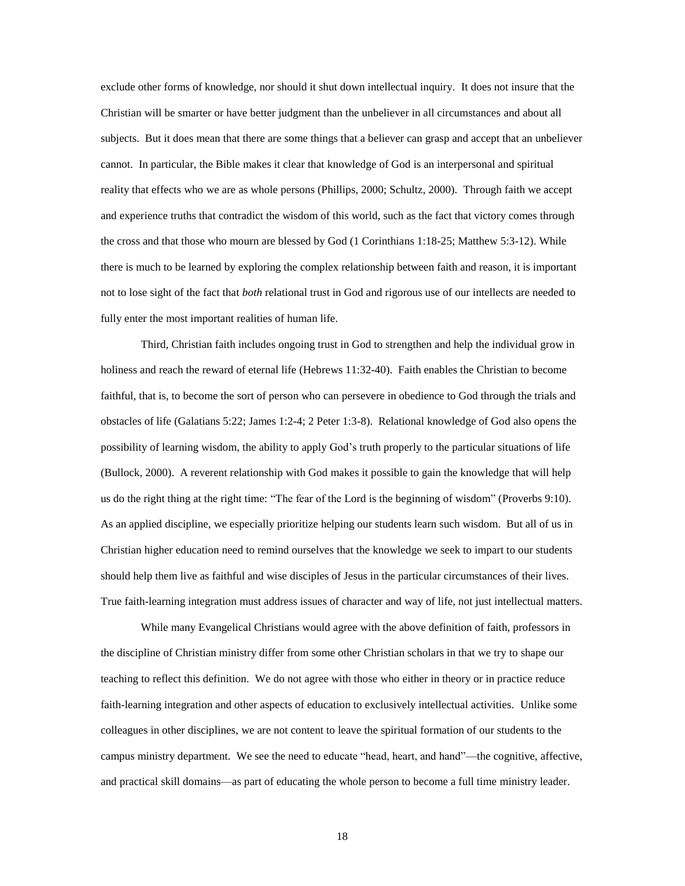exclude other forms of knowledge, nor should it shut down intellectual inquiry. It does not insure that the Christian will be smarter or have better judgment than the unbeliever in all circumstances and about all subjects. But it does mean that there are some things that a believer can grasp and accept that an unbeliever cannot. In particular, the Bible makes it clear that knowledge of God is an interpersonal and spiritual reality that effects who we are as whole persons (Phillips, 2000; Schultz, 2000). Through faith we accept and experience truths that contradict the wisdom of this world, such as the fact that victory comes through the cross and that those who mourn are blessed by God (1 Corinthians 1:18-25; Matthew 5:3-12). While there is much to be learned by exploring the complex relationship between faith and reason, it is important not to lose sight of the fact that *both* relational trust in God and rigorous use of our intellects are needed to fully enter the most important realities of human life.

Third, Christian faith includes ongoing trust in God to strengthen and help the individual grow in holiness and reach the reward of eternal life (Hebrews 11:32-40). Faith enables the Christian to become faithful, that is, to become the sort of person who can persevere in obedience to God through the trials and obstacles of life (Galatians 5:22; James 1:2-4; 2 Peter 1:3-8). Relational knowledge of God also opens the possibility of learning wisdom, the ability to apply God's truth properly to the particular situations of life (Bullock, 2000). A reverent relationship with God makes it possible to gain the knowledge that will help us do the right thing at the right time: "The fear of the Lord is the beginning of wisdom" (Proverbs 9:10). As an applied discipline, we especially prioritize helping our students learn such wisdom. But all of us in Christian higher education need to remind ourselves that the knowledge we seek to impart to our students should help them live as faithful and wise disciples of Jesus in the particular circumstances of their lives. True faith-learning integration must address issues of character and way of life, not just intellectual matters.

While many Evangelical Christians would agree with the above definition of faith, professors in the discipline of Christian ministry differ from some other Christian scholars in that we try to shape our teaching to reflect this definition. We do not agree with those who either in theory or in practice reduce faith-learning integration and other aspects of education to exclusively intellectual activities. Unlike some colleagues in other disciplines, we are not content to leave the spiritual formation of our students to the campus ministry department. We see the need to educate "head, heart, and hand"—the cognitive, affective, and practical skill domains—as part of educating the whole person to become a full time ministry leader.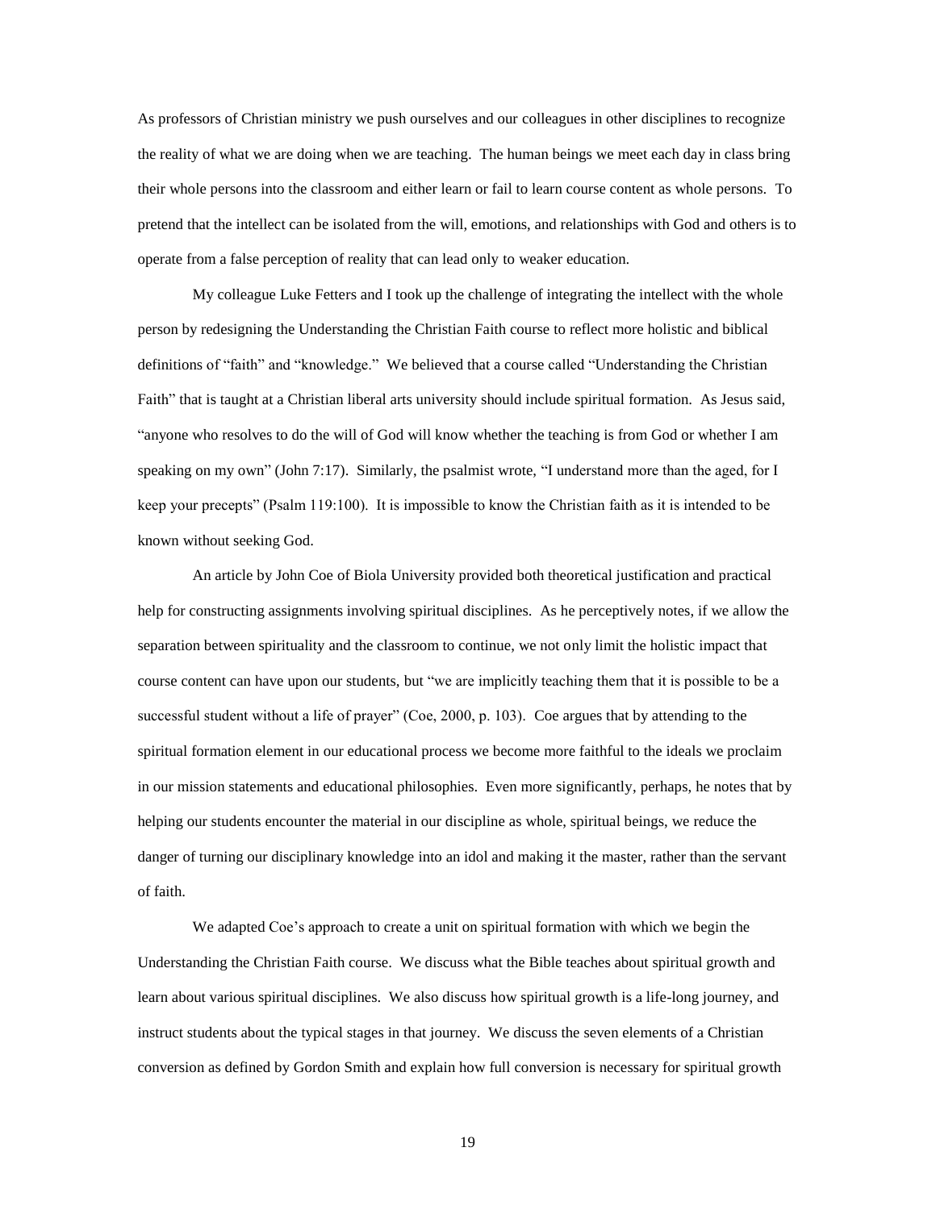As professors of Christian ministry we push ourselves and our colleagues in other disciplines to recognize the reality of what we are doing when we are teaching. The human beings we meet each day in class bring their whole persons into the classroom and either learn or fail to learn course content as whole persons. To pretend that the intellect can be isolated from the will, emotions, and relationships with God and others is to operate from a false perception of reality that can lead only to weaker education.

My colleague Luke Fetters and I took up the challenge of integrating the intellect with the whole person by redesigning the Understanding the Christian Faith course to reflect more holistic and biblical definitions of "faith" and "knowledge." We believed that a course called "Understanding the Christian Faith" that is taught at a Christian liberal arts university should include spiritual formation. As Jesus said, "anyone who resolves to do the will of God will know whether the teaching is from God or whether I am speaking on my own" (John 7:17). Similarly, the psalmist wrote, "I understand more than the aged, for I keep your precepts" (Psalm 119:100). It is impossible to know the Christian faith as it is intended to be known without seeking God.

An article by John Coe of Biola University provided both theoretical justification and practical help for constructing assignments involving spiritual disciplines. As he perceptively notes, if we allow the separation between spirituality and the classroom to continue, we not only limit the holistic impact that course content can have upon our students, but "we are implicitly teaching them that it is possible to be a successful student without a life of prayer" (Coe, 2000, p. 103). Coe argues that by attending to the spiritual formation element in our educational process we become more faithful to the ideals we proclaim in our mission statements and educational philosophies. Even more significantly, perhaps, he notes that by helping our students encounter the material in our discipline as whole, spiritual beings, we reduce the danger of turning our disciplinary knowledge into an idol and making it the master, rather than the servant of faith.

We adapted Coe's approach to create a unit on spiritual formation with which we begin the Understanding the Christian Faith course. We discuss what the Bible teaches about spiritual growth and learn about various spiritual disciplines. We also discuss how spiritual growth is a life-long journey, and instruct students about the typical stages in that journey. We discuss the seven elements of a Christian conversion as defined by Gordon Smith and explain how full conversion is necessary for spiritual growth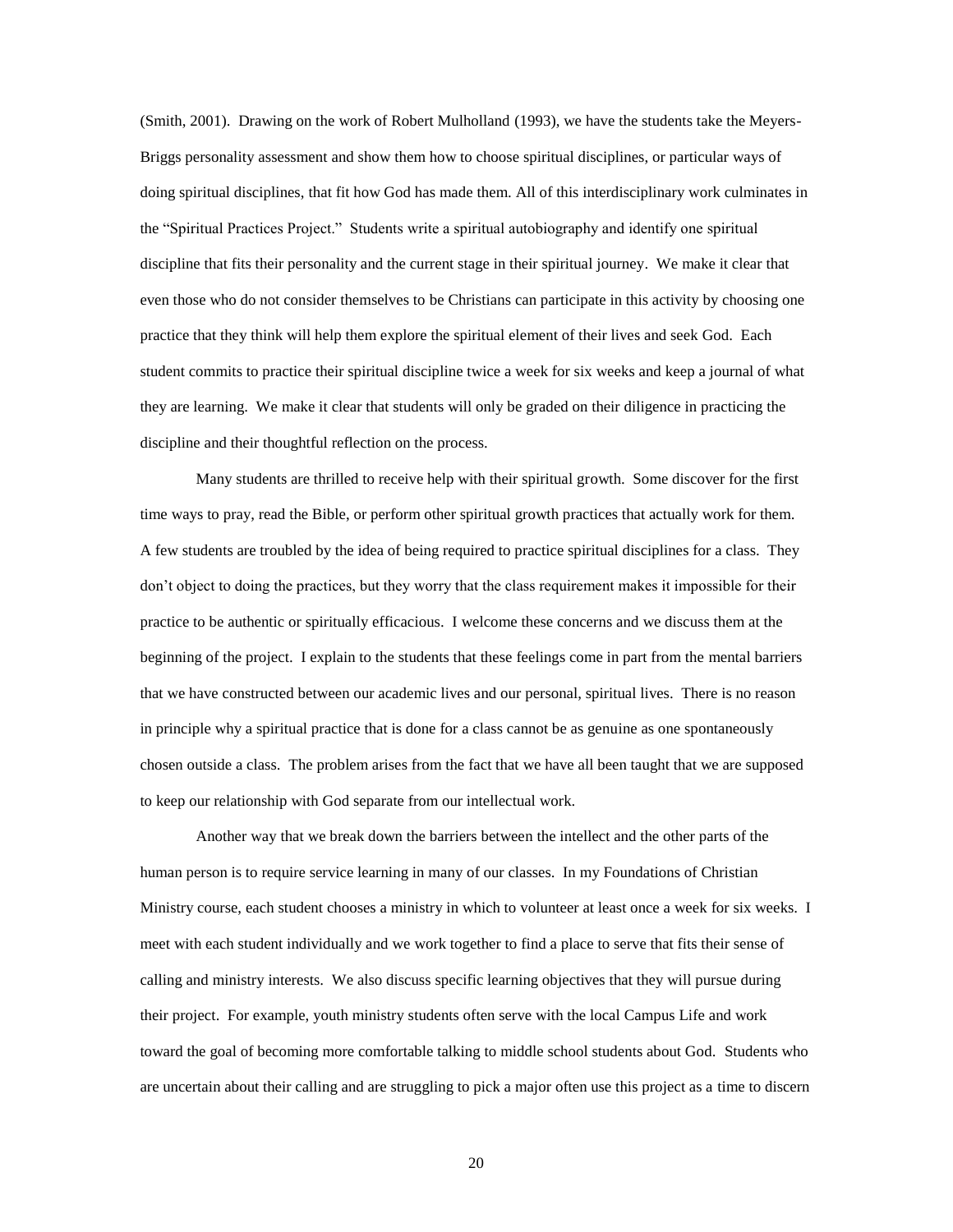(Smith, 2001). Drawing on the work of Robert Mulholland (1993), we have the students take the Meyers-Briggs personality assessment and show them how to choose spiritual disciplines, or particular ways of doing spiritual disciplines, that fit how God has made them. All of this interdisciplinary work culminates in the "Spiritual Practices Project." Students write a spiritual autobiography and identify one spiritual discipline that fits their personality and the current stage in their spiritual journey. We make it clear that even those who do not consider themselves to be Christians can participate in this activity by choosing one practice that they think will help them explore the spiritual element of their lives and seek God. Each student commits to practice their spiritual discipline twice a week for six weeks and keep a journal of what they are learning. We make it clear that students will only be graded on their diligence in practicing the discipline and their thoughtful reflection on the process.

Many students are thrilled to receive help with their spiritual growth. Some discover for the first time ways to pray, read the Bible, or perform other spiritual growth practices that actually work for them. A few students are troubled by the idea of being required to practice spiritual disciplines for a class. They don't object to doing the practices, but they worry that the class requirement makes it impossible for their practice to be authentic or spiritually efficacious. I welcome these concerns and we discuss them at the beginning of the project. I explain to the students that these feelings come in part from the mental barriers that we have constructed between our academic lives and our personal, spiritual lives. There is no reason in principle why a spiritual practice that is done for a class cannot be as genuine as one spontaneously chosen outside a class. The problem arises from the fact that we have all been taught that we are supposed to keep our relationship with God separate from our intellectual work.

Another way that we break down the barriers between the intellect and the other parts of the human person is to require service learning in many of our classes. In my Foundations of Christian Ministry course, each student chooses a ministry in which to volunteer at least once a week for six weeks. I meet with each student individually and we work together to find a place to serve that fits their sense of calling and ministry interests. We also discuss specific learning objectives that they will pursue during their project. For example, youth ministry students often serve with the local Campus Life and work toward the goal of becoming more comfortable talking to middle school students about God. Students who are uncertain about their calling and are struggling to pick a major often use this project as a time to discern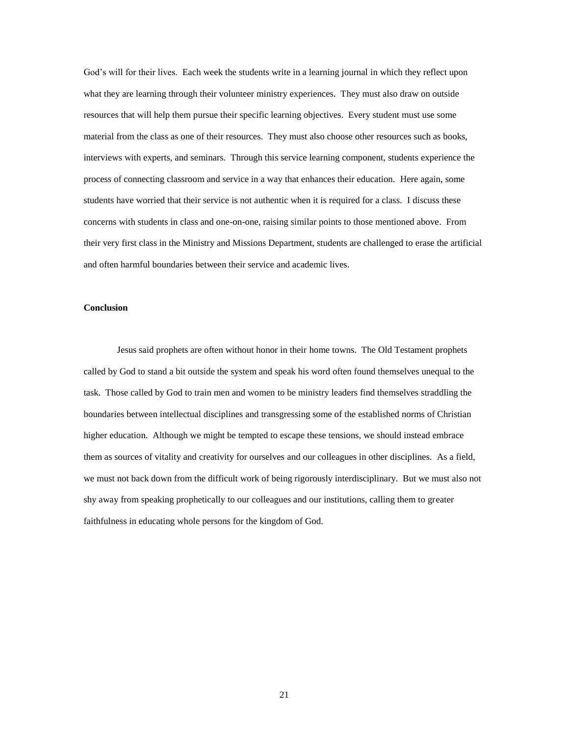God's will for their lives. Each week the students write in a learning journal in which they reflect upon what they are learning through their volunteer ministry experiences. They must also draw on outside resources that will help them pursue their specific learning objectives. Every student must use some material from the class as one of their resources. They must also choose other resources such as books, interviews with experts, and seminars. Through this service learning component, students experience the process of connecting classroom and service in a way that enhances their education. Here again, some students have worried that their service is not authentic when it is required for a class. I discuss these concerns with students in class and one-on-one, raising similar points to those mentioned above. From their very first class in the Ministry and Missions Department, students are challenged to erase the artificial and often harmful boundaries between their service and academic lives.

**Conclusion**

Jesus said prophets are often without honor in their home towns. The Old Testament prophets called by God to stand a bit outside the system and speak his word often found themselves unequal to the task. Those called by God to train men and women to be ministry leaders find themselves straddling the boundaries between intellectual disciplines and transgressing some of the established norms of Christian higher education. Although we might be tempted to escape these tensions, we should instead embrace them as sources of vitality and creativity for ourselves and our colleagues in other disciplines. As a field, we must not back down from the difficult work of being rigorously interdisciplinary. But we must also not shy away from speaking prophetically to our colleagues and our institutions, calling them to greater faithfulness in educating whole persons for the kingdom of God.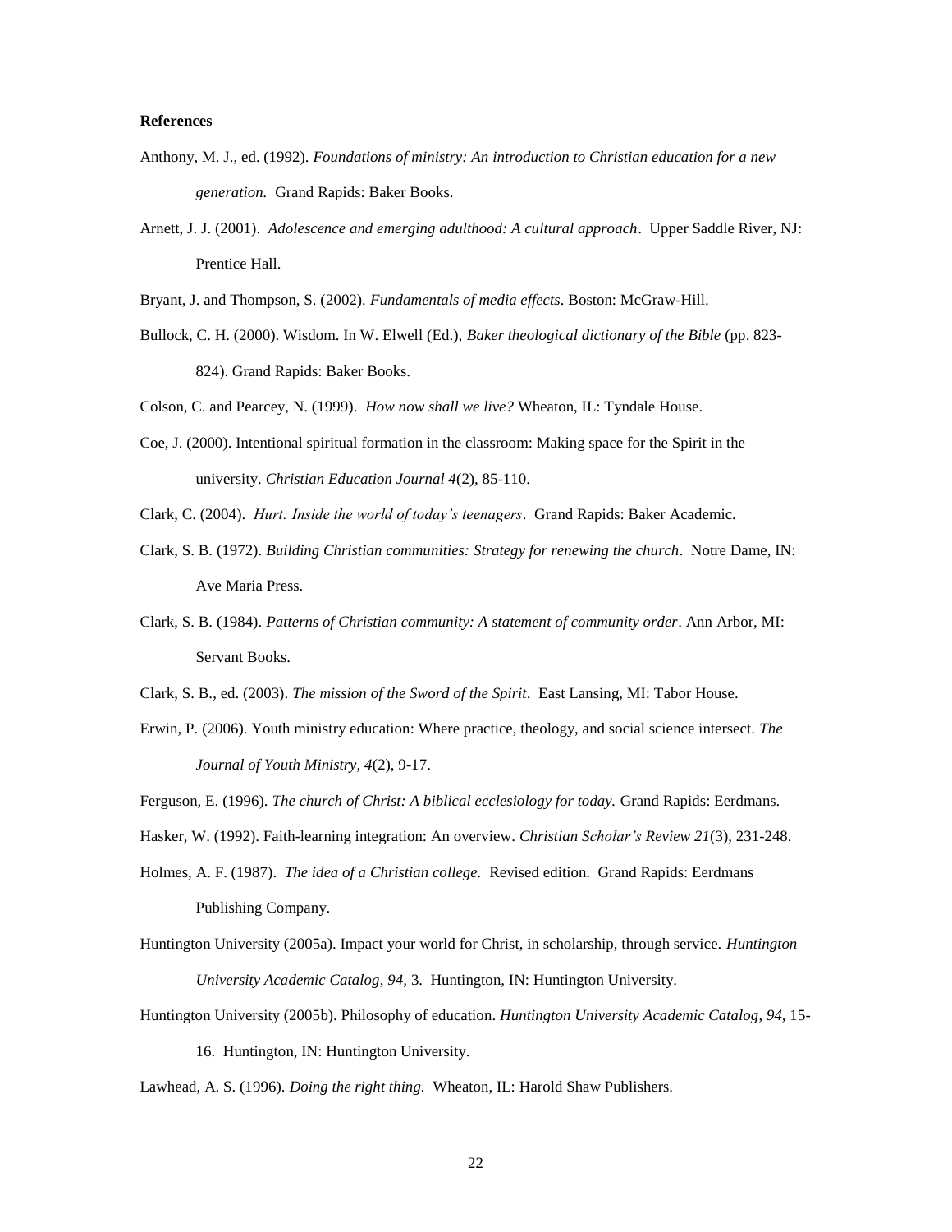**References**

Anthony, M. J., ed. (1992). *Foundations of ministry: An introduction to Christian education for a new generation.* Grand Rapids: Baker Books.

Arnett, J. J. (2001). *Adolescence and emerging adulthood: A cultural approach*. Upper Saddle River, NJ: Prentice Hall.

Bryant, J. and Thompson, S. (2002). *Fundamentals of media effects*. Boston: McGraw-Hill.

Bullock, C. H. (2000). Wisdom. In W. Elwell (Ed.), *Baker theological dictionary of the Bible* (pp. 823-824). Grand Rapids: Baker Books.

Colson, C. and Pearcey, N. (1999). *How now shall we live?* Wheaton, IL: Tyndale House.

Coe, J. (2000). Intentional spiritual formation in the classroom: Making space for the Spirit in the university. *Christian Education Journal 4*(2), 85-110.

Clark, C. (2004). *Hurt: Inside the world of today's teenagers*. Grand Rapids: Baker Academic.

Clark, S. B. (1972). *Building Christian communities: Strategy for renewing the church*. Notre Dame, IN: Ave Maria Press.

Clark, S. B. (1984). *Patterns of Christian community: A statement of community order*. Ann Arbor, MI: Servant Books.

Clark, S. B., ed. (2003). *The mission of the Sword of the Spirit*. East Lansing, MI: Tabor House.

Erwin, P. (2006). Youth ministry education: Where practice, theology, and social science intersect. *The Journal of Youth Ministry, 4*(2), 9-17.

Ferguson, E. (1996). *The church of Christ: A biblical ecclesiology for today.* Grand Rapids: Eerdmans.

Hasker, W. (1992). Faith-learning integration: An overview. *Christian Scholar's Review 21*(3), 231-248.

Holmes, A. F. (1987). *The idea of a Christian college.* Revised edition. Grand Rapids: Eerdmans Publishing Company.

Huntington University (2005a). Impact your world for Christ, in scholarship, through service. *Huntington University Academic Catalog, 94,* 3. Huntington, IN: Huntington University.

Huntington University (2005b). Philosophy of education. *Huntington University Academic Catalog, 94,* 15-16. Huntington, IN: Huntington University.

Lawhead, A. S. (1996). *Doing the right thing.* Wheaton, IL: Harold Shaw Publishers.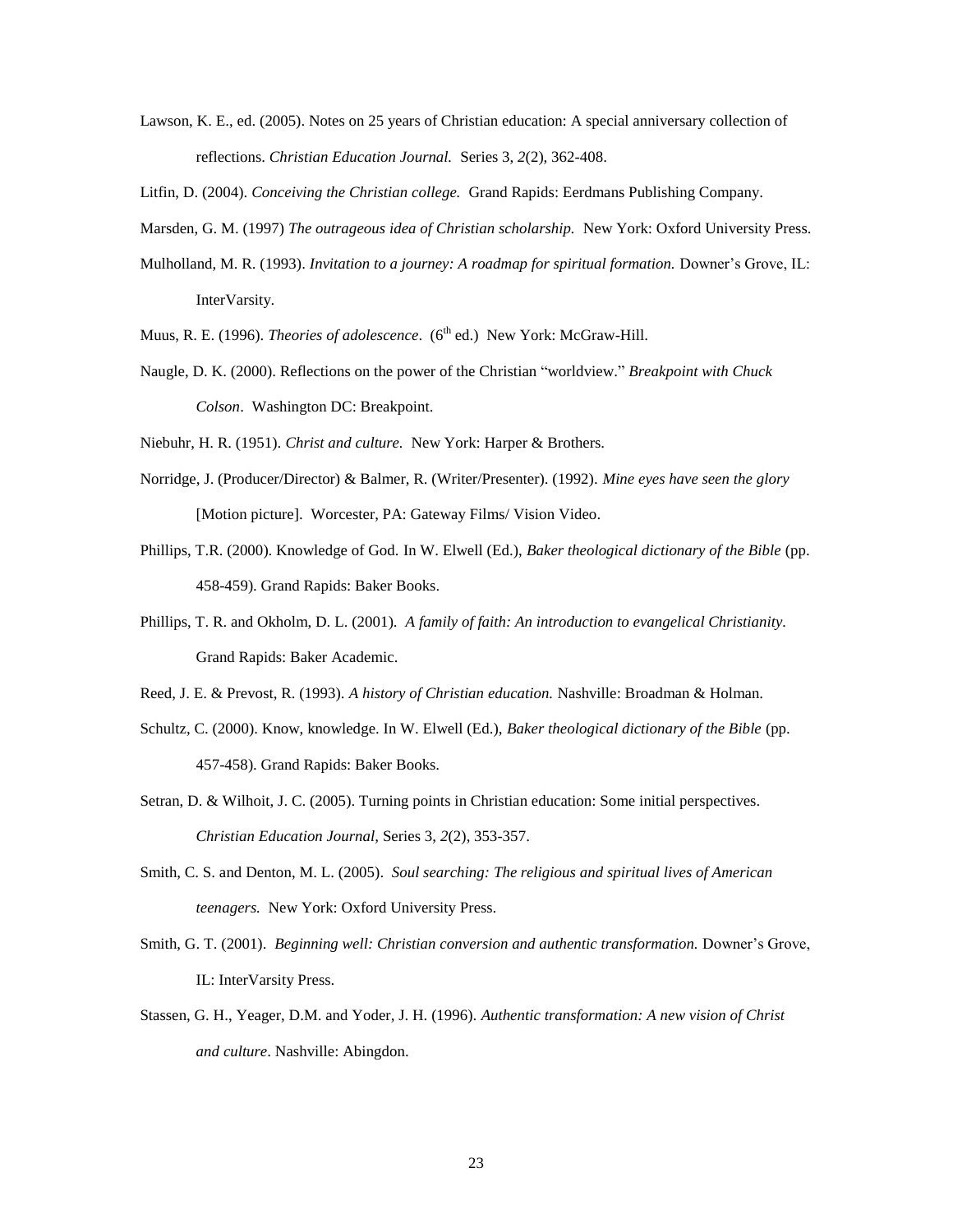Lawson, K. E., ed. (2005). Notes on 25 years of Christian education: A special anniversary collection of reflections. *Christian Education Journal.* Series 3, *2*(2), 362-408.

Litfin, D. (2004). *Conceiving the Christian college.* Grand Rapids: Eerdmans Publishing Company.

Marsden, G. M. (1997) *The outrageous idea of Christian scholarship.* New York: Oxford University Press.

Mulholland, M. R. (1993). *Invitation to a journey: A roadmap for spiritual formation.* Downer's Grove, IL: InterVarsity.

Muus, R. E. (1996). *Theories of adolescence*. (6th ed.) New York: McGraw-Hill.

Naugle, D. K. (2000). Reflections on the power of the Christian "worldview." *Breakpoint with Chuck Colson*. Washington DC: Breakpoint.

Niebuhr, H. R. (1951). *Christ and culture.* New York: Harper & Brothers.

Norridge, J. (Producer/Director) & Balmer, R. (Writer/Presenter). (1992). *Mine eyes have seen the glory* [Motion picture]. Worcester, PA: Gateway Films/ Vision Video.

Phillips, T.R. (2000). Knowledge of God. In W. Elwell (Ed.), *Baker theological dictionary of the Bible* (pp. 458-459). Grand Rapids: Baker Books.

Phillips, T. R. and Okholm, D. L. (2001). *A family of faith: An introduction to evangelical Christianity.* Grand Rapids: Baker Academic.

Reed, J. E. & Prevost, R. (1993). *A history of Christian education.* Nashville: Broadman & Holman.

Schultz, C. (2000). Know, knowledge. In W. Elwell (Ed.), *Baker theological dictionary of the Bible* (pp. 457-458). Grand Rapids: Baker Books.

Setran, D. & Wilhoit, J. C. (2005). Turning points in Christian education: Some initial perspectives. *Christian Education Journal,* Series 3, *2*(2), 353-357.

Smith, C. S. and Denton, M. L. (2005). *Soul searching: The religious and spiritual lives of American teenagers.* New York: Oxford University Press.

Smith, G. T. (2001). *Beginning well: Christian conversion and authentic transformation.* Downer's Grove, IL: InterVarsity Press.

Stassen, G. H., Yeager, D.M. and Yoder, J. H. (1996). *Authentic transformation: A new vision of Christ and culture*. Nashville: Abingdon.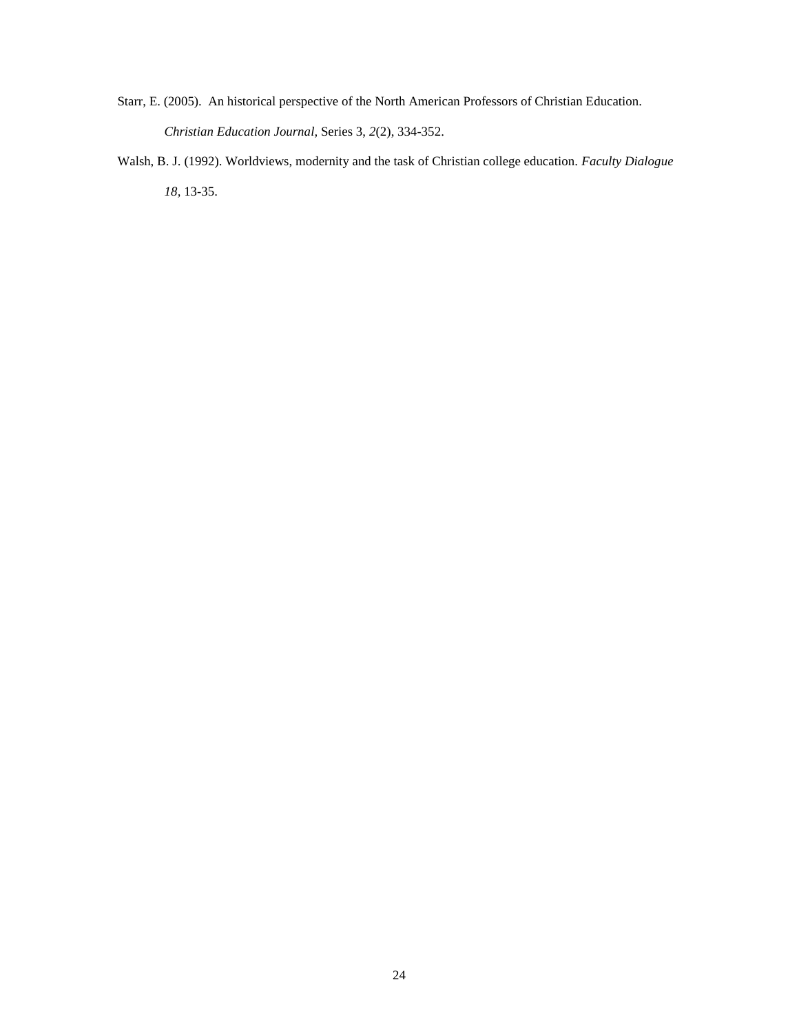Starr, E. (2005). An historical perspective of the North American Professors of Christian Education. *Christian Education Journal*, Series 3, *2*(2), 334-352.

Walsh, B. J. (1992). Worldviews, modernity and the task of Christian college education. *Faculty Dialogue 18*, 13-35.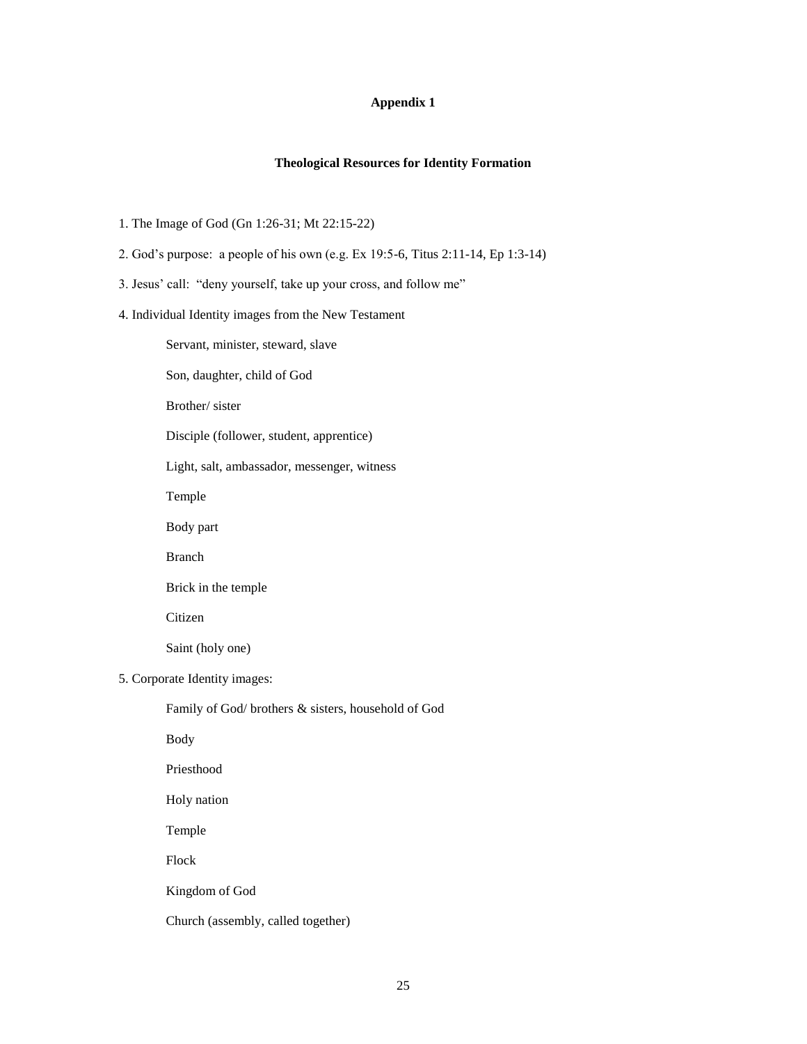# Appendix 1

## Theological Resources for Identity Formation

1. The Image of God (Gn 1:26-31; Mt 22:15-22)

2. God's purpose: a people of his own (e.g. Ex 19:5-6, Titus 2:11-14, Ep 1:3-14)

3. Jesus' call: "deny yourself, take up your cross, and follow me"

4. Individual Identity images from the New Testament

    - Servant, minister, steward, slave
    - Son, daughter, child of God
    - Brother/ sister
    - Disciple (follower, student, apprentice)
    - Light, salt, ambassador, messenger, witness
    - Temple
    - Body part
    - Branch
    - Brick in the temple
    - Citizen
    - Saint (holy one)

5. Corporate Identity images:

    - Family of God/ brothers & sisters, household of God
    - Body
    - Priesthood
    - Holy nation
    - Temple
    - Flock
    - Kingdom of God
    - Church (assembly, called together)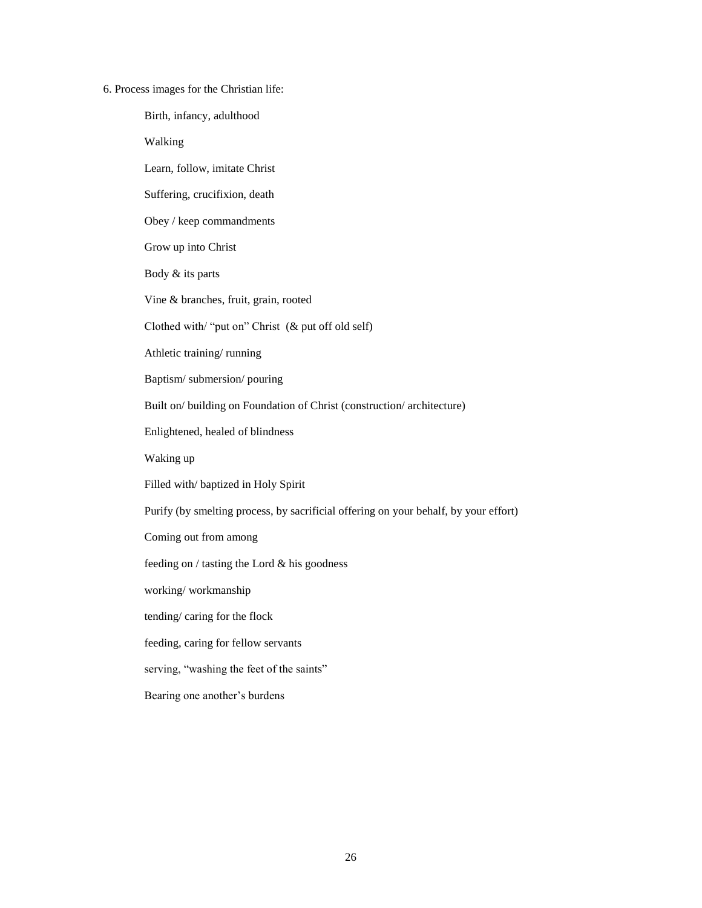6. Process images for the Christian life:

Birth, infancy, adulthood

Walking

Learn, follow, imitate Christ

Suffering, crucifixion, death

Obey / keep commandments

Grow up into Christ

Body & its parts

Vine & branches, fruit, grain, rooted

Clothed with/ "put on" Christ (& put off old self)

Athletic training/ running

Baptism/ submersion/ pouring

Built on/ building on Foundation of Christ (construction/ architecture)

Enlightened, healed of blindness

Waking up

Filled with/ baptized in Holy Spirit

Purify (by smelting process, by sacrificial offering on your behalf, by your effort)

Coming out from among

feeding on / tasting the Lord & his goodness

working/ workmanship

tending/ caring for the flock

feeding, caring for fellow servants

serving, "washing the feet of the saints"

Bearing one another's burdens